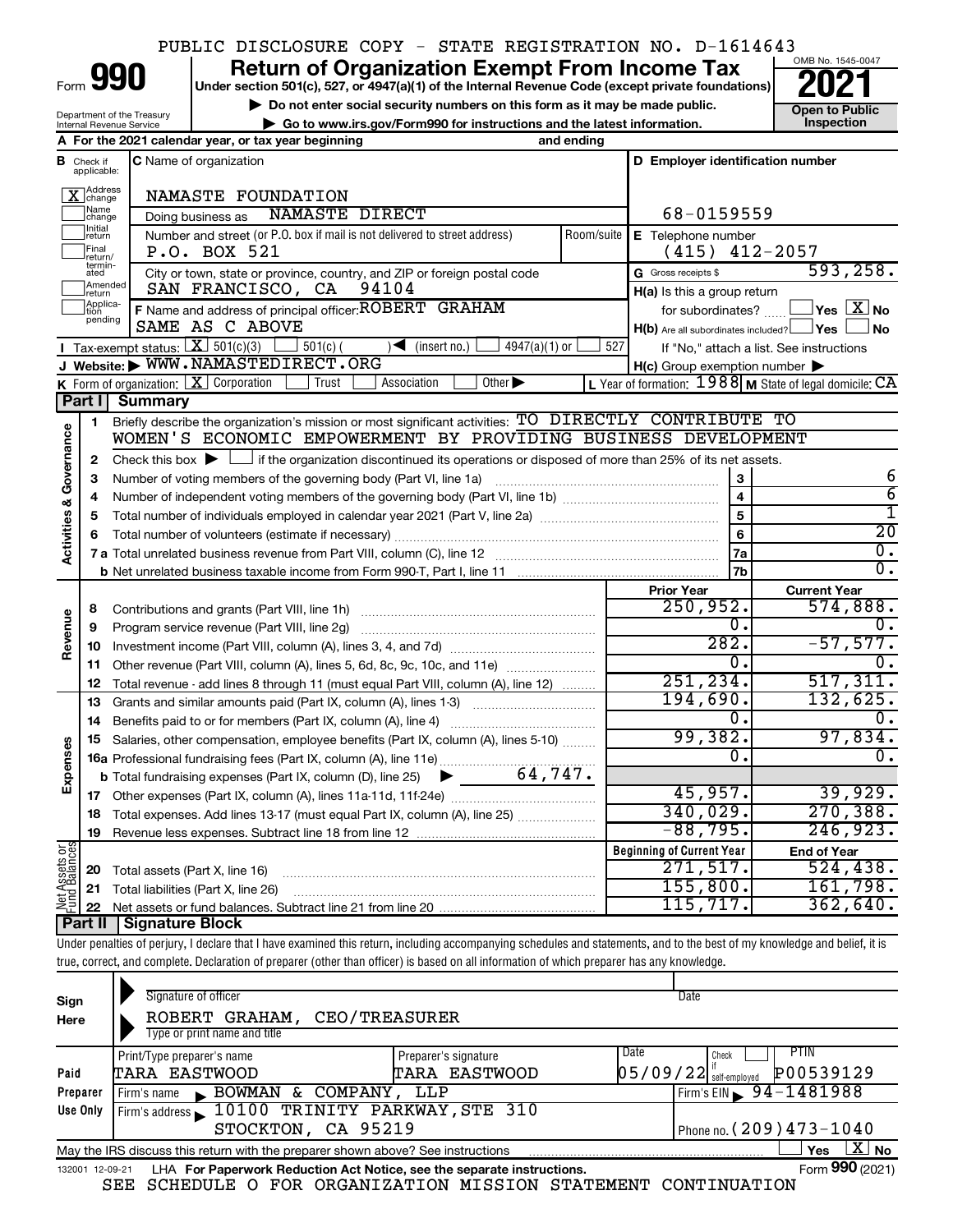PUBLIC DISCLOSURE COPY - STATE REGISTRATION NO. D-1614643

# Form 990 — Return of Organization Exempt From Income Tax (2021)

Under section 501(c), 527, or 4947(a)(1) of the Internal Revenue Code (except private foundations)

▶ Do not enter social security numbers on this form as it may be made public.

▶ Go to www.irs.gov/Form990 for instructions and the latest information.

Department of the Treasury, Internal Revenue Service

OMB No. 1545-0047 — Open to Public Inspection

**A** For the 2021 calendar year, or tax year beginning and ending

**B** Check if applicable: [X] Address change; [ ] Name change; [ ] Initial return; [ ] Final return/terminated; [ ] Amended return; [ ] Application pending

**C** Name of organization: NAMASTE FOUNDATION

Doing business as: NAMASTE DIRECT

Number and street (or P.O. box if mail is not delivered to street address): P.O. BOX 521

City or town, state or province, country, and ZIP or foreign postal code: SAN FRANCISCO, CA 94104

**D** Employer identification number: 68-0159559

**E** Telephone number: (415) 412-2057

**G** Gross receipts $ 593,258.

**F** Name and address of principal officer: ROBERT GRAHAM, SAME AS C ABOVE

**H(a)** Is this a group return for subordinates? [ ] Yes [X] No

**H(b)** Are all subordinates included? [ ] Yes [ ] No — If "No," attach a list. See instructions

**H(c)** Group exemption number ▶

**I** Tax-exempt status: [X] 501(c)(3) [ ] 501(c) ( ) ◀ (insert no.) [ ] 4947(a)(1) or [ ] 527

**J** Website: ▶ WWW.NAMASTEDIRECT.ORG

**K** Form of organization: [X] Corporation [ ] Trust [ ] Association [ ] Other ▶

**L** Year of formation: 1988 **M** State of legal domicile: CA

## Part I Summary

**Activities & Governance**

1. Briefly describe the organization's mission or most significant activities: TO DIRECTLY CONTRIBUTE TO WOMEN'S ECONOMIC EMPOWERMENT BY PROVIDING BUSINESS DEVELOPMENT
2. Check this box ▶ [ ] if the organization discontinued its operations or disposed of more than 25% of its net assets.

| | | | |
|---|---|---|---|
| 3 | Number of voting members of the governing body (Part VI, line 1a) | 3 | 6 |
| 4 | Number of independent voting members of the governing body (Part VI, line 1b) | 4 | 6 |
| 5 | Total number of individuals employed in calendar year 2021 (Part V, line 2a) | 5 | 1 |
| 6 | Total number of volunteers (estimate if necessary) | 6 | 20 |
| 7a | Total unrelated business revenue from Part VIII, column (C), line 12 | 7a | 0. |
| b | Net unrelated business taxable income from Form 990-T, Part I, line 11 | 7b | 0. |

| | | Prior Year | Current Year |
|---|---|---|---|
| **Revenue** | | | |
| 8 | Contributions and grants (Part VIII, line 1h) | 250,952. | 574,888. |
| 9 | Program service revenue (Part VIII, line 2g) | 0. | 0. |
| 10 | Investment income (Part VIII, column (A), lines 3, 4, and 7d) | 282. | -57,577. |
| 11 | Other revenue (Part VIII, column (A), lines 5, 6d, 8c, 9c, 10c, and 11e) | 0. | 0. |
| 12 | Total revenue - add lines 8 through 11 (must equal Part VIII, column (A), line 12) | 251,234. | 517,311. |
| **Expenses** | | | |
| 13 | Grants and similar amounts paid (Part IX, column (A), lines 1-3) | 194,690. | 132,625. |
| 14 | Benefits paid to or for members (Part IX, column (A), line 4) | 0. | 0. |
| 15 | Salaries, other compensation, employee benefits (Part IX, column (A), lines 5-10) | 99,382. | 97,834. |
| 16a | Professional fundraising fees (Part IX, column (A), line 11e) | 0. | 0. |
| b | Total fundraising expenses (Part IX, column (D), line 25) ▶ 64,747. | | |
| 17 | Other expenses (Part IX, column (A), lines 11a-11d, 11f-24e) | 45,957. | 39,929. |
| 18 | Total expenses. Add lines 13-17 (must equal Part IX, column (A), line 25) | 340,029. | 270,388. |
| 19 | Revenue less expenses. Subtract line 18 from line 12 | -88,795. | 246,923. |

| | **Net Assets or Fund Balances** | Beginning of Current Year | End of Year |
|---|---|---|---|
| 20 | Total assets (Part X, line 16) | 271,517. | 524,438. |
| 21 | Total liabilities (Part X, line 26) | 155,800. | 161,798. |
| 22 | Net assets or fund balances. Subtract line 21 from line 20 | 115,717. | 362,640. |

## Part II Signature Block

Under penalties of perjury, I declare that I have examined this return, including accompanying schedules and statements, and to the best of my knowledge and belief, it is true, correct, and complete. Declaration of preparer (other than officer) is based on all information of which preparer has any knowledge.

**Sign Here**

Signature of officer — Date

ROBERT GRAHAM, CEO/TREASURER

Type or print name and title

**Paid Preparer Use Only**

| Print/Type preparer's name | Preparer's signature | Date | Check [ ] if self-employed | PTIN |
|---|---|---|---|---|
| TARA EASTWOOD | TARA EASTWOOD | 05/09/22 | | P00539129 |

Firm's name ▶ BOWMAN & COMPANY, LLP — Firm's EIN ▶ 94-1481988

Firm's address ▶ 10100 TRINITY PARKWAY, STE 310, STOCKTON, CA 95219 — Phone no. (209)473-1040

May the IRS discuss this return with the preparer shown above? See instructions [ ] Yes [X] No

132001 12-09-21 LHA For Paperwork Reduction Act Notice, see the separate instructions. Form 990 (2021)

SEE SCHEDULE O FOR ORGANIZATION MISSION STATEMENT CONTINUATION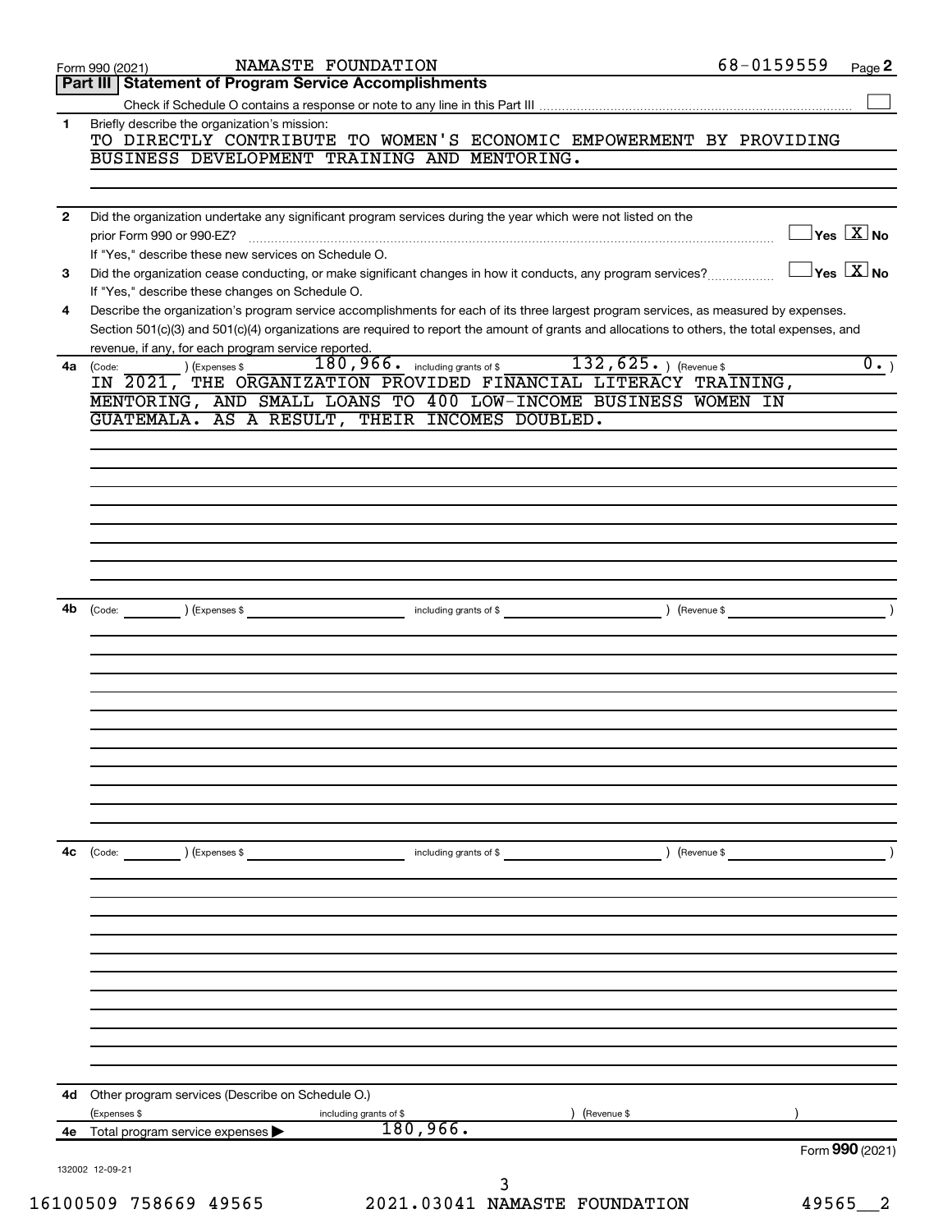Form 990 (2021) NAMASTE FOUNDATION 68-0159559

## Part III Statement of Program Service Accomplishments

Check if Schedule O contains a response or note to any line in this Part III ☐

**1** Briefly describe the organization's mission:

TO DIRECTLY CONTRIBUTE TO WOMEN'S ECONOMIC EMPOWERMENT BY PROVIDING BUSINESS DEVELOPMENT TRAINING AND MENTORING.

**2** Did the organization undertake any significant program services during the year which were not listed on the prior Form 990 or 990-EZ? ☐ Yes ☒ No

If "Yes," describe these new services on Schedule O.

**3** Did the organization cease conducting, or make significant changes in how it conducts, any program services? ☐ Yes ☒ No

If "Yes," describe these changes on Schedule O.

**4** Describe the organization's program service accomplishments for each of its three largest program services, as measured by expenses. Section 501(c)(3) and 501(c)(4) organizations are required to report the amount of grants and allocations to others, the total expenses, and revenue, if any, for each program service reported.

**4a** (Code: ) (Expenses $ 180,966. including grants of $ 132,625. ) (Revenue $ 0. )

IN 2021, THE ORGANIZATION PROVIDED FINANCIAL LITERACY TRAINING, MENTORING, AND SMALL LOANS TO 400 LOW-INCOME BUSINESS WOMEN IN GUATEMALA. AS A RESULT, THEIR INCOMES DOUBLED.

**4b** (Code: ) (Expenses $ including grants of $ ) (Revenue $ )

**4c** (Code: ) (Expenses $ including grants of $ ) (Revenue $ )

**4d** Other program services (Describe on Schedule O.)

(Expenses $ including grants of $ ) (Revenue $ )

**4e** Total program service expenses ▶ 180,966.

Form **990** (2021)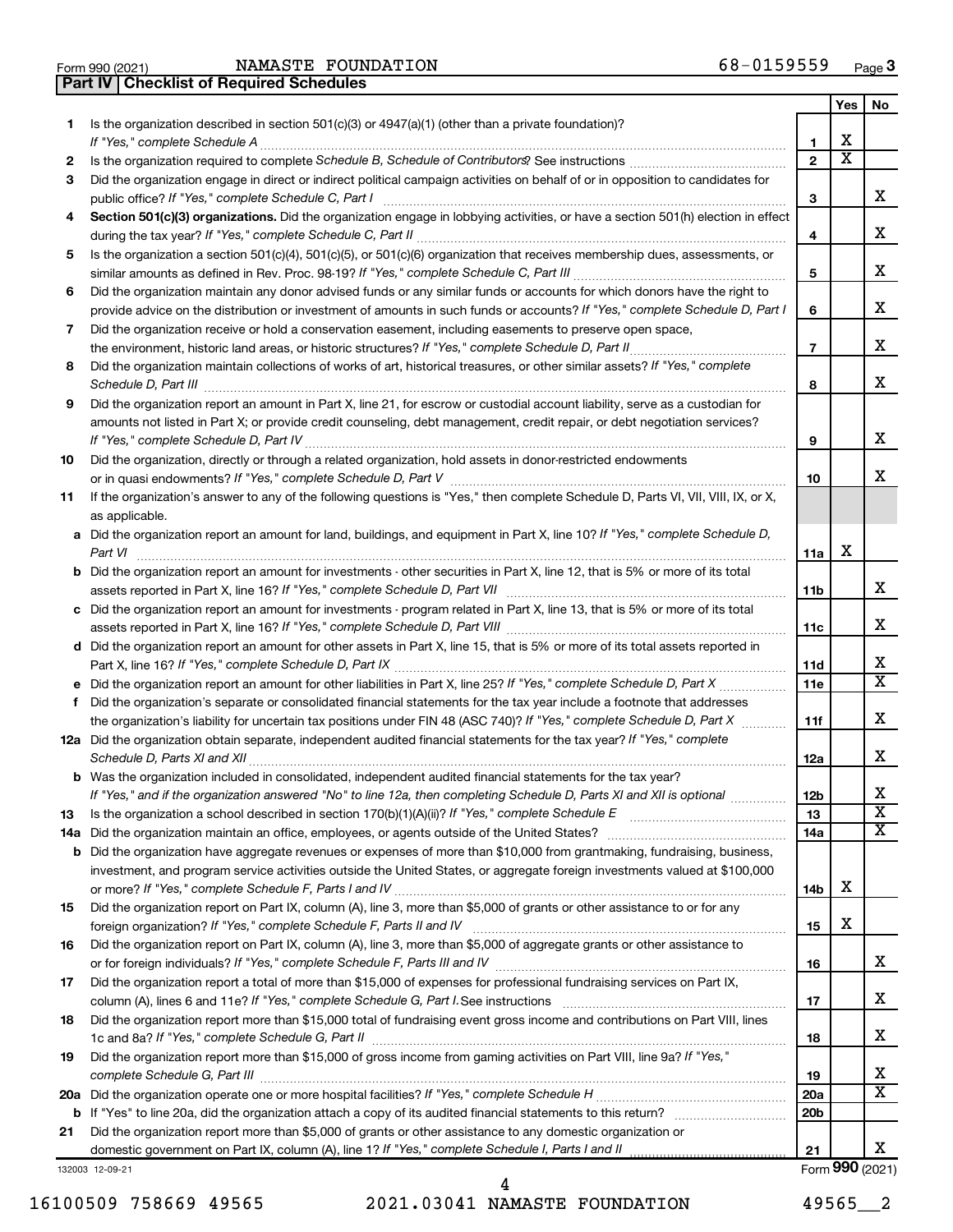Form 990 (2021) NAMASTE FOUNDATION 68-0159559 Page **3**

**Part IV | Checklist of Required Schedules**

| | | | Yes | No |
|---|---|---|---|---|
| **1** | Is the organization described in section 501(c)(3) or 4947(a)(1) (other than a private foundation)? *If "Yes," complete Schedule A* | **1** | X | |
| **2** | Is the organization required to complete *Schedule B, Schedule of Contributors*? See instructions | **2** | X | |
| **3** | Did the organization engage in direct or indirect political campaign activities on behalf of or in opposition to candidates for public office? *If "Yes," complete Schedule C, Part I* | **3** | | X |
| **4** | **Section 501(c)(3) organizations.** Did the organization engage in lobbying activities, or have a section 501(h) election in effect during the tax year? *If "Yes," complete Schedule C, Part II* | **4** | | X |
| **5** | Is the organization a section 501(c)(4), 501(c)(5), or 501(c)(6) organization that receives membership dues, assessments, or similar amounts as defined in Rev. Proc. 98-19? *If "Yes," complete Schedule C, Part III* | **5** | | X |
| **6** | Did the organization maintain any donor advised funds or any similar funds or accounts for which donors have the right to provide advice on the distribution or investment of amounts in such funds or accounts? *If "Yes," complete Schedule D, Part I* | **6** | | X |
| **7** | Did the organization receive or hold a conservation easement, including easements to preserve open space, the environment, historic land areas, or historic structures? *If "Yes," complete Schedule D, Part II* | **7** | | X |
| **8** | Did the organization maintain collections of works of art, historical treasures, or other similar assets? *If "Yes," complete Schedule D, Part III* | **8** | | X |
| **9** | Did the organization report an amount in Part X, line 21, for escrow or custodial account liability, serve as a custodian for amounts not listed in Part X; or provide credit counseling, debt management, credit repair, or debt negotiation services? *If "Yes," complete Schedule D, Part IV* | **9** | | X |
| **10** | Did the organization, directly or through a related organization, hold assets in donor-restricted endowments or in quasi endowments? *If "Yes," complete Schedule D, Part V* | **10** | | X |
| **11** | If the organization's answer to any of the following questions is "Yes," then complete Schedule D, Parts VI, VII, VIII, IX, or X, as applicable. | | | |
| **a** | Did the organization report an amount for land, buildings, and equipment in Part X, line 10? *If "Yes," complete Schedule D, Part VI* | **11a** | X | |
| **b** | Did the organization report an amount for investments - other securities in Part X, line 12, that is 5% or more of its total assets reported in Part X, line 16? *If "Yes," complete Schedule D, Part VII* | **11b** | | X |
| **c** | Did the organization report an amount for investments - program related in Part X, line 13, that is 5% or more of its total assets reported in Part X, line 16? *If "Yes," complete Schedule D, Part VIII* | **11c** | | X |
| **d** | Did the organization report an amount for other assets in Part X, line 15, that is 5% or more of its total assets reported in Part X, line 16? *If "Yes," complete Schedule D, Part IX* | **11d** | | X |
| **e** | Did the organization report an amount for other liabilities in Part X, line 25? *If "Yes," complete Schedule D, Part X* | **11e** | | X |
| **f** | Did the organization's separate or consolidated financial statements for the tax year include a footnote that addresses the organization's liability for uncertain tax positions under FIN 48 (ASC 740)? *If "Yes," complete Schedule D, Part X* | **11f** | | X |
| **12a** | Did the organization obtain separate, independent audited financial statements for the tax year? *If "Yes," complete Schedule D, Parts XI and XII* | **12a** | | X |
| **b** | Was the organization included in consolidated, independent audited financial statements for the tax year? *If "Yes," and if the organization answered "No" to line 12a, then completing Schedule D, Parts XI and XII is optional* | **12b** | | X |
| **13** | Is the organization a school described in section 170(b)(1)(A)(ii)? *If "Yes," complete Schedule E* | **13** | | X |
| **14a** | Did the organization maintain an office, employees, or agents outside of the United States? | **14a** | | X |
| **b** | Did the organization have aggregate revenues or expenses of more than $10,000 from grantmaking, fundraising, business, investment, and program service activities outside the United States, or aggregate foreign investments valued at $100,000 or more? *If "Yes," complete Schedule F, Parts I and IV* | **14b** | X | |
| **15** | Did the organization report on Part IX, column (A), line 3, more than $5,000 of grants or other assistance to or for any foreign organization? *If "Yes," complete Schedule F, Parts II and IV* | **15** | X | |
| **16** | Did the organization report on Part IX, column (A), line 3, more than $5,000 of aggregate grants or other assistance to or for foreign individuals? *If "Yes," complete Schedule F, Parts III and IV* | **16** | | X |
| **17** | Did the organization report a total of more than $15,000 of expenses for professional fundraising services on Part IX, column (A), lines 6 and 11e? *If "Yes," complete Schedule G, Part I.* See instructions | **17** | | X |
| **18** | Did the organization report more than $15,000 total of fundraising event gross income and contributions on Part VIII, lines 1c and 8a? *If "Yes," complete Schedule G, Part II* | **18** | | X |
| **19** | Did the organization report more than $15,000 of gross income from gaming activities on Part VIII, line 9a? *If "Yes," complete Schedule G, Part III* | **19** | | X |
| **20a** | Did the organization operate one or more hospital facilities? *If "Yes," complete Schedule H* | **20a** | | X |
| **b** | If "Yes" to line 20a, did the organization attach a copy of its audited financial statements to this return? | **20b** | | |
| **21** | Did the organization report more than $5,000 of grants or other assistance to any domestic organization or domestic government on Part IX, column (A), line 1? *If "Yes," complete Schedule I, Parts I and II* | **21** | | X |

132003 12-09-21 Form **990** (2021)

16100509 758669 49565 2021.03041 NAMASTE FOUNDATION 49565__2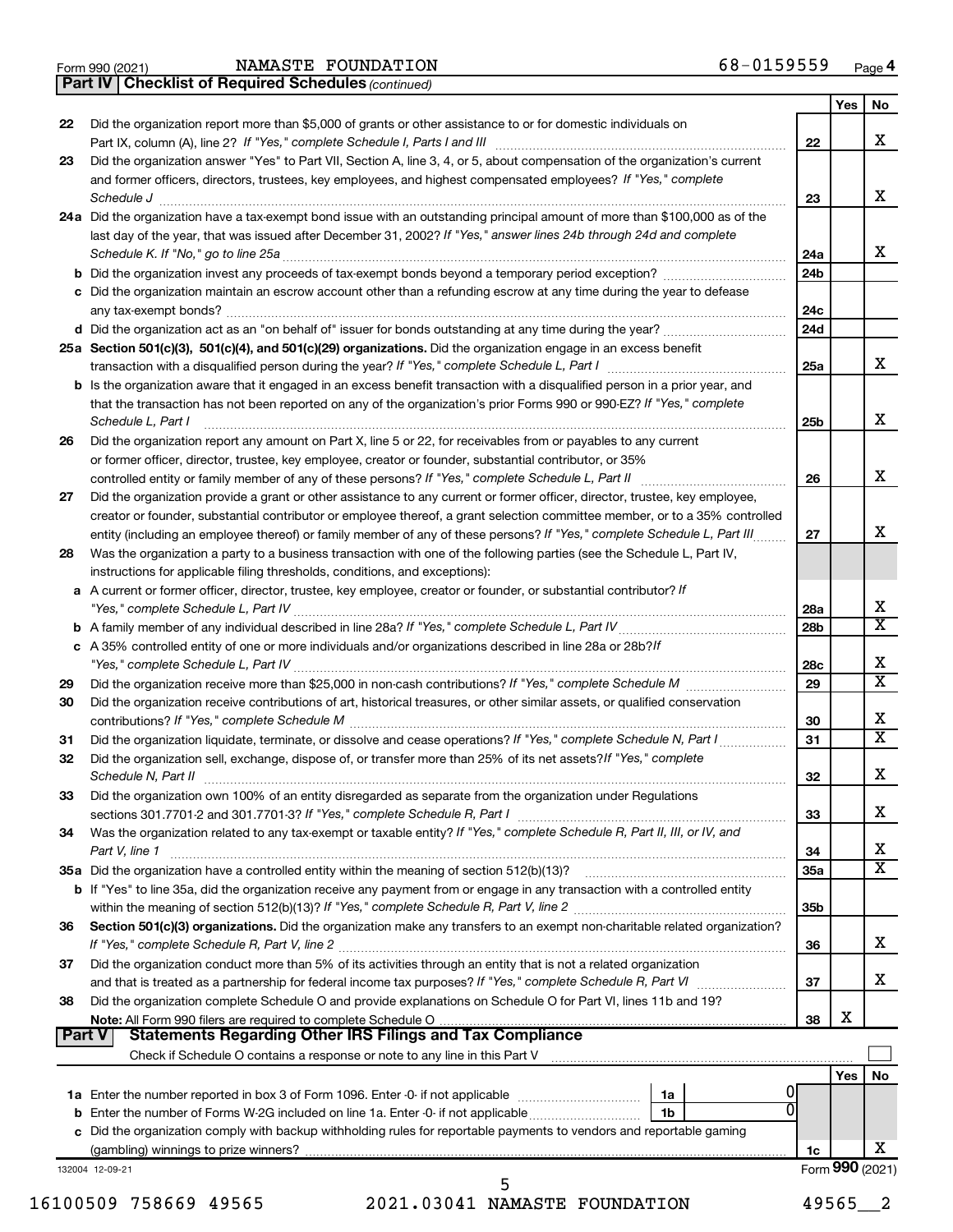Form 990 (2021) NAMASTE FOUNDATION 68-0159559 Page 4

**Part IV | Checklist of Required Schedules** *(continued)*

| | | | Yes | No |
|---|---|---|---|---|
| 22 | Did the organization report more than $5,000 of grants or other assistance to or for domestic individuals on Part IX, column (A), line 2? *If "Yes," complete Schedule I, Parts I and III* | 22 | | X |
| 23 | Did the organization answer "Yes" to Part VII, Section A, line 3, 4, or 5, about compensation of the organization's current and former officers, directors, trustees, key employees, and highest compensated employees? *If "Yes," complete Schedule J* | 23 | | X |
| 24a | Did the organization have a tax-exempt bond issue with an outstanding principal amount of more than $100,000 as of the last day of the year, that was issued after December 31, 2002? *If "Yes," answer lines 24b through 24d and complete Schedule K. If "No," go to line 25a* | 24a | | X |
| b | Did the organization invest any proceeds of tax-exempt bonds beyond a temporary period exception? | 24b | | |
| c | Did the organization maintain an escrow account other than a refunding escrow at any time during the year to defease any tax-exempt bonds? | 24c | | |
| d | Did the organization act as an "on behalf of" issuer for bonds outstanding at any time during the year? | 24d | | |
| 25a | **Section 501(c)(3), 501(c)(4), and 501(c)(29) organizations.** Did the organization engage in an excess benefit transaction with a disqualified person during the year? *If "Yes," complete Schedule L, Part I* | 25a | | X |
| b | Is the organization aware that it engaged in an excess benefit transaction with a disqualified person in a prior year, and that the transaction has not been reported on any of the organization's prior Forms 990 or 990-EZ? *If "Yes," complete Schedule L, Part I* | 25b | | X |
| 26 | Did the organization report any amount on Part X, line 5 or 22, for receivables from or payables to any current or former officer, director, trustee, key employee, creator or founder, substantial contributor, or 35% controlled entity or family member of any of these persons? *If "Yes," complete Schedule L, Part II* | 26 | | X |
| 27 | Did the organization provide a grant or other assistance to any current or former officer, director, trustee, key employee, creator or founder, substantial contributor or employee thereof, a grant selection committee member, or to a 35% controlled entity (including an employee thereof) or family member of any of these persons? *If "Yes," complete Schedule L, Part III* | 27 | | X |
| 28 | Was the organization a party to a business transaction with one of the following parties (see the Schedule L, Part IV, instructions for applicable filing thresholds, conditions, and exceptions): | | | |
| a | A current or former officer, director, trustee, key employee, creator or founder, or substantial contributor? *If "Yes," complete Schedule L, Part IV* | 28a | | X |
| b | A family member of any individual described in line 28a? *If "Yes," complete Schedule L, Part IV* | 28b | | X |
| c | A 35% controlled entity of one or more individuals and/or organizations described in line 28a or 28b? *If "Yes," complete Schedule L, Part IV* | 28c | | X |
| 29 | Did the organization receive more than $25,000 in non-cash contributions? *If "Yes," complete Schedule M* | 29 | | X |
| 30 | Did the organization receive contributions of art, historical treasures, or other similar assets, or qualified conservation contributions? *If "Yes," complete Schedule M* | 30 | | X |
| 31 | Did the organization liquidate, terminate, or dissolve and cease operations? *If "Yes," complete Schedule N, Part I* | 31 | | X |
| 32 | Did the organization sell, exchange, dispose of, or transfer more than 25% of its net assets? *If "Yes," complete Schedule N, Part II* | 32 | | X |
| 33 | Did the organization own 100% of an entity disregarded as separate from the organization under Regulations sections 301.7701-2 and 301.7701-3? *If "Yes," complete Schedule R, Part I* | 33 | | X |
| 34 | Was the organization related to any tax-exempt or taxable entity? *If "Yes," complete Schedule R, Part II, III, or IV, and Part V, line 1* | 34 | | X |
| 35a | Did the organization have a controlled entity within the meaning of section 512(b)(13)? | 35a | | X |
| b | If "Yes" to line 35a, did the organization receive any payment from or engage in any transaction with a controlled entity within the meaning of section 512(b)(13)? *If "Yes," complete Schedule R, Part V, line 2* | 35b | | |
| 36 | **Section 501(c)(3) organizations.** Did the organization make any transfers to an exempt non-charitable related organization? *If "Yes," complete Schedule R, Part V, line 2* | 36 | | X |
| 37 | Did the organization conduct more than 5% of its activities through an entity that is not a related organization and that is treated as a partnership for federal income tax purposes? *If "Yes," complete Schedule R, Part VI* | 37 | | X |
| 38 | Did the organization complete Schedule O and provide explanations on Schedule O for Part VI, lines 11b and 19? **Note:** All Form 990 filers are required to complete Schedule O | 38 | X | |

**Part V | Statements Regarding Other IRS Filings and Tax Compliance**

Check if Schedule O contains a response or note to any line in this Part V ☐

| | | | | Yes | No |
|---|---|---|---|---|---|
| 1a | Enter the number reported in box 3 of Form 1096. Enter -0- if not applicable | 1a | 0 | | |
| b | Enter the number of Forms W-2G included on line 1a. Enter -0- if not applicable | 1b | 0 | | |
| c | Did the organization comply with backup withholding rules for reportable payments to vendors and reportable gaming (gambling) winnings to prize winners? | 1c | | | X |

132004 12-09-21 Form **990** (2021)

16100509 758669 49565 2021.03041 NAMASTE FOUNDATION 49565__2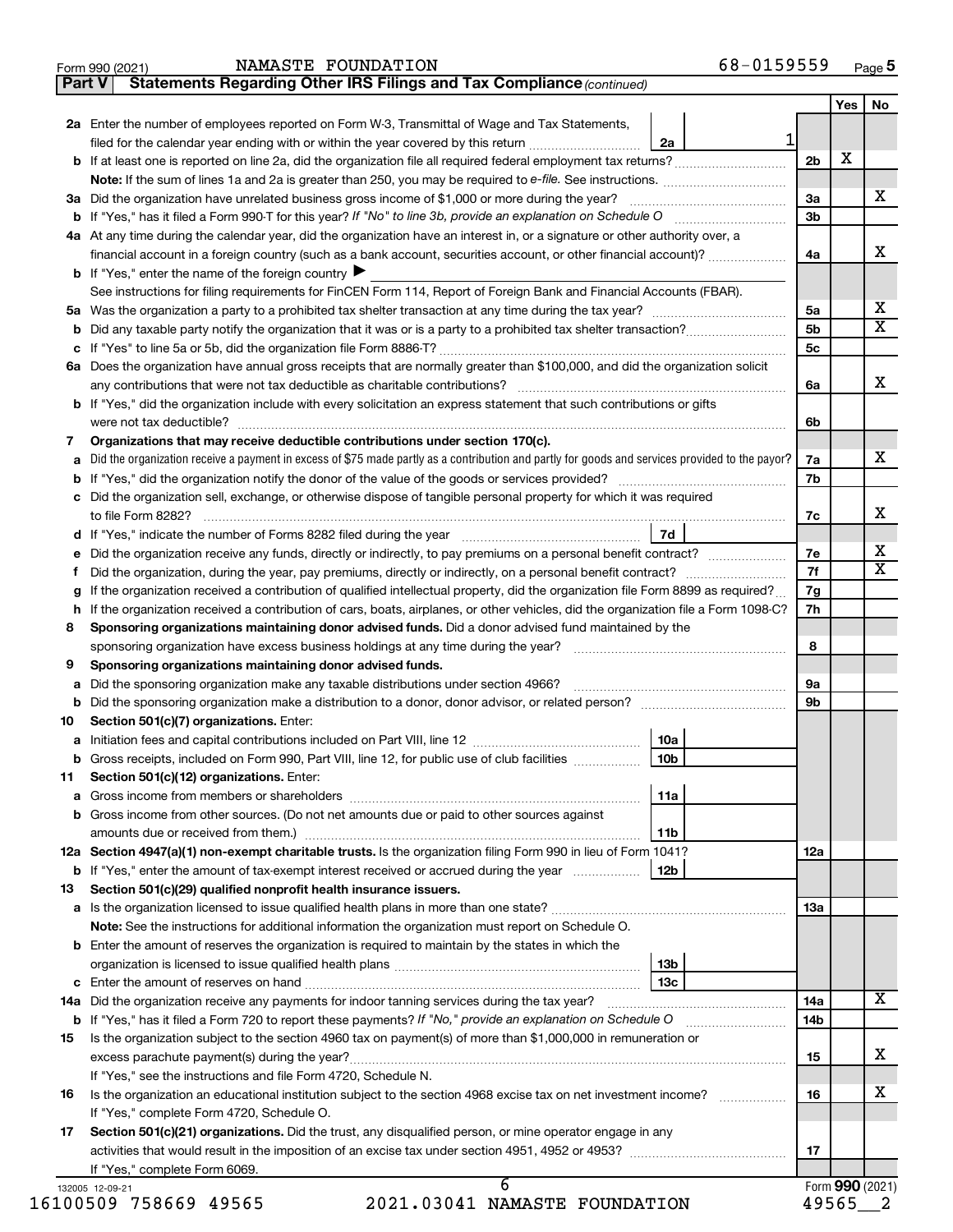Form 990 (2021) NAMASTE FOUNDATION 68-0159559 Page 5

**Part V Statements Regarding Other IRS Filings and Tax Compliance** *(continued)*

| | | | | Yes | No |
|---|---|---|---|---|---|
| **2a** | Enter the number of employees reported on Form W-3, Transmittal of Wage and Tax Statements, filed for the calendar year ending with or within the year covered by this return | 2a: 1 | | | |
| **b** | If at least one is reported on line 2a, did the organization file all required federal employment tax returns? | | 2b | X | |
| | **Note:** If the sum of lines 1a and 2a is greater than 250, you may be required to *e-file*. See instructions. | | | | |
| **3a** | Did the organization have unrelated business gross income of $1,000 or more during the year? | | 3a | | X |
| **b** | If "Yes," has it filed a Form 990-T for this year? *If "No" to line 3b, provide an explanation on Schedule O* | | 3b | | |
| **4a** | At any time during the calendar year, did the organization have an interest in, or a signature or other authority over, a financial account in a foreign country (such as a bank account, securities account, or other financial account)? | | 4a | | X |
| **b** | If "Yes," enter the name of the foreign country ▶ | | | | |
| | See instructions for filing requirements for FinCEN Form 114, Report of Foreign Bank and Financial Accounts (FBAR). | | | | |
| **5a** | Was the organization a party to a prohibited tax shelter transaction at any time during the tax year? | | 5a | | X |
| **b** | Did any taxable party notify the organization that it was or is a party to a prohibited tax shelter transaction? | | 5b | | X |
| **c** | If "Yes" to line 5a or 5b, did the organization file Form 8886-T? | | 5c | | |
| **6a** | Does the organization have annual gross receipts that are normally greater than $100,000, and did the organization solicit any contributions that were not tax deductible as charitable contributions? | | 6a | | X |
| **b** | If "Yes," did the organization include with every solicitation an express statement that such contributions or gifts were not tax deductible? | | 6b | | |
| **7** | **Organizations that may receive deductible contributions under section 170(c).** | | | | |
| **a** | Did the organization receive a payment in excess of $75 made partly as a contribution and partly for goods and services provided to the payor? | | 7a | | X |
| **b** | If "Yes," did the organization notify the donor of the value of the goods or services provided? | | 7b | | |
| **c** | Did the organization sell, exchange, or otherwise dispose of tangible personal property for which it was required to file Form 8282? | | 7c | | X |
| **d** | If "Yes," indicate the number of Forms 8282 filed during the year | 7d | | | |
| **e** | Did the organization receive any funds, directly or indirectly, to pay premiums on a personal benefit contract? | | 7e | | X |
| **f** | Did the organization, during the year, pay premiums, directly or indirectly, on a personal benefit contract? | | 7f | | X |
| **g** | If the organization received a contribution of qualified intellectual property, did the organization file Form 8899 as required? | | 7g | | |
| **h** | If the organization received a contribution of cars, boats, airplanes, or other vehicles, did the organization file a Form 1098-C? | | 7h | | |
| **8** | **Sponsoring organizations maintaining donor advised funds.** Did a donor advised fund maintained by the sponsoring organization have excess business holdings at any time during the year? | | 8 | | |
| **9** | **Sponsoring organizations maintaining donor advised funds.** | | | | |
| **a** | Did the sponsoring organization make any taxable distributions under section 4966? | | 9a | | |
| **b** | Did the sponsoring organization make a distribution to a donor, donor advisor, or related person? | | 9b | | |
| **10** | **Section 501(c)(7) organizations.** Enter: | | | | |
| **a** | Initiation fees and capital contributions included on Part VIII, line 12 | 10a | | | |
| **b** | Gross receipts, included on Form 990, Part VIII, line 12, for public use of club facilities | 10b | | | |
| **11** | **Section 501(c)(12) organizations.** Enter: | | | | |
| **a** | Gross income from members or shareholders | 11a | | | |
| **b** | Gross income from other sources. (Do not net amounts due or paid to other sources against amounts due or received from them.) | 11b | | | |
| **12a** | **Section 4947(a)(1) non-exempt charitable trusts.** Is the organization filing Form 990 in lieu of Form 1041? | | 12a | | |
| **b** | If "Yes," enter the amount of tax-exempt interest received or accrued during the year | 12b | | | |
| **13** | **Section 501(c)(29) qualified nonprofit health insurance issuers.** | | | | |
| **a** | Is the organization licensed to issue qualified health plans in more than one state? | | 13a | | |
| | **Note:** See the instructions for additional information the organization must report on Schedule O. | | | | |
| **b** | Enter the amount of reserves the organization is required to maintain by the states in which the organization is licensed to issue qualified health plans | 13b | | | |
| **c** | Enter the amount of reserves on hand | 13c | | | |
| **14a** | Did the organization receive any payments for indoor tanning services during the tax year? | | 14a | | X |
| **b** | If "Yes," has it filed a Form 720 to report these payments? *If "No," provide an explanation on Schedule O* | | 14b | | |
| **15** | Is the organization subject to the section 4960 tax on payment(s) of more than $1,000,000 in remuneration or excess parachute payment(s) during the year? | | 15 | | X |
| | If "Yes," see the instructions and file Form 4720, Schedule N. | | | | |
| **16** | Is the organization an educational institution subject to the section 4968 excise tax on net investment income? | | 16 | | X |
| | If "Yes," complete Form 4720, Schedule O. | | | | |
| **17** | **Section 501(c)(21) organizations.** Did the trust, any disqualified person, or mine operator engage in any activities that would result in the imposition of an excise tax under section 4951, 4952 or 4953? | | 17 | | |
| | If "Yes," complete Form 6069. | | | | |

132005 12-09-21

Form **990** (2021)

16100509 758669 49565 2021.03041 NAMASTE FOUNDATION 49565__2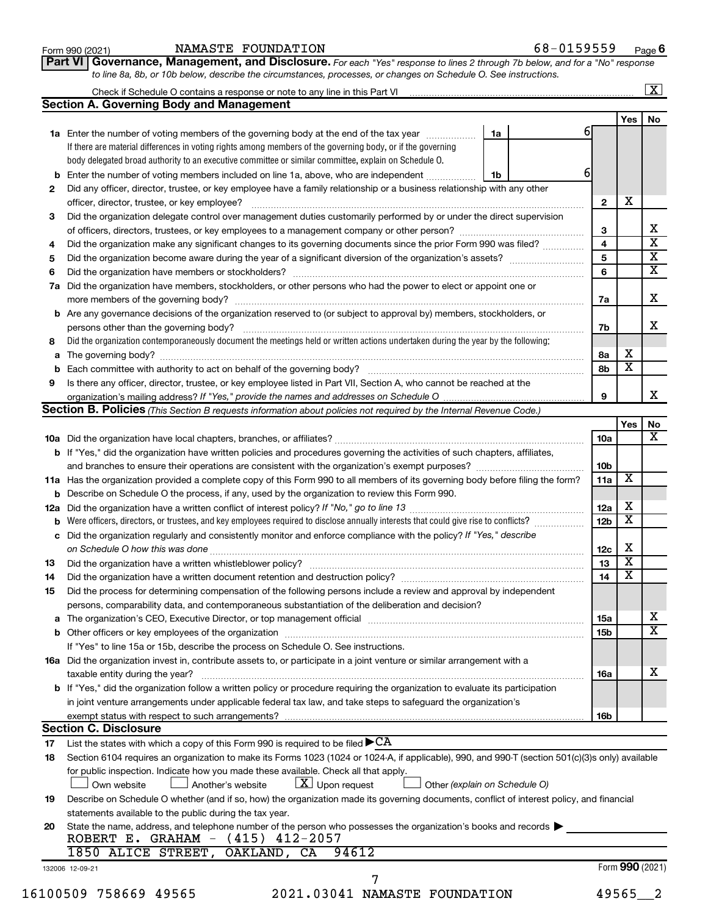Form 990 (2021) NAMASTE FOUNDATION 68-0159559

## Part VI Governance, Management, and Disclosure.

*For each "Yes" response to lines 2 through 7b below, and for a "No" response to line 8a, 8b, or 10b below, describe the circumstances, processes, or changes on Schedule O. See instructions.*

Check if Schedule O contains a response or note to any line in this Part VI [X]

### Section A. Governing Body and Management

| | | | | Yes | No |
|---|---|---|---|---|---|
| **1a** | Enter the number of voting members of the governing body at the end of the tax year. If there are material differences in voting rights among members of the governing body, or if the governing body delegated broad authority to an executive committee or similar committee, explain on Schedule O. | 1a: 6 | | | |
| **b** | Enter the number of voting members included on line 1a, above, who are independent | 1b: 6 | | | |
| **2** | Did any officer, director, trustee, or key employee have a family relationship or a business relationship with any other officer, director, trustee, or key employee? | | 2 | X | |
| **3** | Did the organization delegate control over management duties customarily performed by or under the direct supervision of officers, directors, trustees, or key employees to a management company or other person? | | 3 | | X |
| **4** | Did the organization make any significant changes to its governing documents since the prior Form 990 was filed? | | 4 | | X |
| **5** | Did the organization become aware during the year of a significant diversion of the organization's assets? | | 5 | | X |
| **6** | Did the organization have members or stockholders? | | 6 | | X |
| **7a** | Did the organization have members, stockholders, or other persons who had the power to elect or appoint one or more members of the governing body? | | 7a | | X |
| **b** | Are any governance decisions of the organization reserved to (or subject to approval by) members, stockholders, or persons other than the governing body? | | 7b | | X |
| **8** | Did the organization contemporaneously document the meetings held or written actions undertaken during the year by the following: | | | | |
| **a** | The governing body? | | 8a | X | |
| **b** | Each committee with authority to act on behalf of the governing body? | | 8b | X | |
| **9** | Is there any officer, director, trustee, or key employee listed in Part VII, Section A, who cannot be reached at the organization's mailing address? *If "Yes," provide the names and addresses on Schedule O* | | 9 | | X |

### Section B. Policies *(This Section B requests information about policies not required by the Internal Revenue Code.)*

| | | | Yes | No |
|---|---|---|---|---|
| **10a** | Did the organization have local chapters, branches, or affiliates? | 10a | | X |
| **b** | If "Yes," did the organization have written policies and procedures governing the activities of such chapters, affiliates, and branches to ensure their operations are consistent with the organization's exempt purposes? | 10b | | |
| **11a** | Has the organization provided a complete copy of this Form 990 to all members of its governing body before filing the form? | 11a | X | |
| **b** | Describe on Schedule O the process, if any, used by the organization to review this Form 990. | | | |
| **12a** | Did the organization have a written conflict of interest policy? *If "No," go to line 13* | 12a | X | |
| **b** | Were officers, directors, or trustees, and key employees required to disclose annually interests that could give rise to conflicts? | 12b | X | |
| **c** | Did the organization regularly and consistently monitor and enforce compliance with the policy? *If "Yes," describe on Schedule O how this was done* | 12c | X | |
| **13** | Did the organization have a written whistleblower policy? | 13 | X | |
| **14** | Did the organization have a written document retention and destruction policy? | 14 | X | |
| **15** | Did the process for determining compensation of the following persons include a review and approval by independent persons, comparability data, and contemporaneous substantiation of the deliberation and decision? | | | |
| **a** | The organization's CEO, Executive Director, or top management official | 15a | | X |
| **b** | Other officers or key employees of the organization | 15b | | X |
| | If "Yes" to line 15a or 15b, describe the process on Schedule O. See instructions. | | | |
| **16a** | Did the organization invest in, contribute assets to, or participate in a joint venture or similar arrangement with a taxable entity during the year? | 16a | | X |
| **b** | If "Yes," did the organization follow a written policy or procedure requiring the organization to evaluate its participation in joint venture arrangements under applicable federal tax law, and take steps to safeguard the organization's exempt status with respect to such arrangements? | 16b | | |

### Section C. Disclosure

**17** List the states with which a copy of this Form 990 is required to be filed ▶ CA

**18** Section 6104 requires an organization to make its Forms 1023 (1024 or 1024-A, if applicable), 990, and 990-T (section 501(c)(3)s only) available for public inspection. Indicate how you made these available. Check all that apply.

[ ] Own website [ ] Another's website [X] Upon request [ ] Other *(explain on Schedule O)*

**19** Describe on Schedule O whether (and if so, how) the organization made its governing documents, conflict of interest policy, and financial statements available to the public during the tax year.

**20** State the name, address, and telephone number of the person who possesses the organization's books and records ▶

ROBERT E. GRAHAM - (415) 412-2057
1850 ALICE STREET, OAKLAND, CA 94612

132006 12-09-21 Form **990** (2021)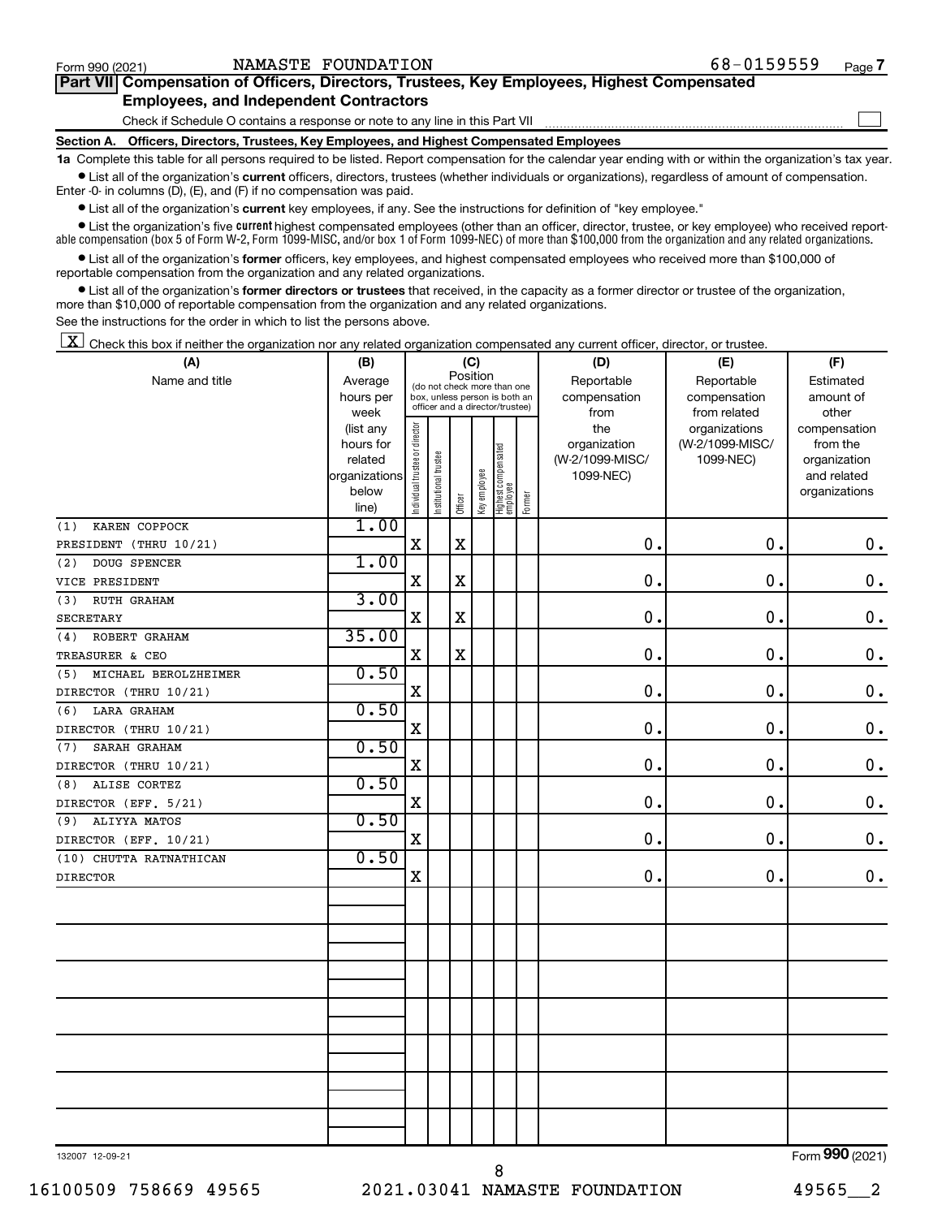Form 990 (2021) NAMASTE FOUNDATION 68-0159559

## Part VII Compensation of Officers, Directors, Trustees, Key Employees, Highest Compensated Employees, and Independent Contractors

Check if Schedule O contains a response or note to any line in this Part VII ☐

### Section A. Officers, Directors, Trustees, Key Employees, and Highest Compensated Employees

**1a** Complete this table for all persons required to be listed. Report compensation for the calendar year ending with or within the organization's tax year.

- List all of the organization's **current** officers, directors, trustees (whether individuals or organizations), regardless of amount of compensation. Enter -0- in columns (D), (E), and (F) if no compensation was paid.
- List all of the organization's **current** key employees, if any. See the instructions for definition of "key employee."
- List the organization's five **current** highest compensated employees (other than an officer, director, trustee, or key employee) who received reportable compensation (box 5 of Form W-2, Form 1099-MISC, and/or box 1 of Form 1099-NEC) of more than $100,000 from the organization and any related organizations.
- List all of the organization's **former** officers, key employees, and highest compensated employees who received more than $100,000 of reportable compensation from the organization and any related organizations.
- List all of the organization's **former directors or trustees** that received, in the capacity as a former director or trustee of the organization, more than $10,000 of reportable compensation from the organization and any related organizations.

See the instructions for the order in which to list the persons above.

☒ Check this box if neither the organization nor any related organization compensated any current officer, director, or trustee.

| (A) Name and title | (B) Average hours per week (list any hours for related organizations below line) | (C) Position: Individual trustee or director | Institutional trustee | Officer | Key employee | Highest compensated employee | Former | (D) Reportable compensation from the organization (W-2/1099-MISC/1099-NEC) | (E) Reportable compensation from related organizations (W-2/1099-MISC/1099-NEC) | (F) Estimated amount of other compensation from the organization and related organizations |
|---|---|---|---|---|---|---|---|---|---|---|
| (1) KAREN COPPOCK<br>PRESIDENT (THRU 10/21) | 1.00 | X | | X | | | | 0. | 0. | 0. |
| (2) DOUG SPENCER<br>VICE PRESIDENT | 1.00 | X | | X | | | | 0. | 0. | 0. |
| (3) RUTH GRAHAM<br>SECRETARY | 3.00 | X | | X | | | | 0. | 0. | 0. |
| (4) ROBERT GRAHAM<br>TREASURER & CEO | 35.00 | X | | X | | | | 0. | 0. | 0. |
| (5) MICHAEL BEROLZHEIMER<br>DIRECTOR (THRU 10/21) | 0.50 | X | | | | | | 0. | 0. | 0. |
| (6) LARA GRAHAM<br>DIRECTOR (THRU 10/21) | 0.50 | X | | | | | | 0. | 0. | 0. |
| (7) SARAH GRAHAM<br>DIRECTOR (THRU 10/21) | 0.50 | X | | | | | | 0. | 0. | 0. |
| (8) ALISE CORTEZ<br>DIRECTOR (EFF. 5/21) | 0.50 | X | | | | | | 0. | 0. | 0. |
| (9) ALIYYA MATOS<br>DIRECTOR (EFF. 10/21) | 0.50 | X | | | | | | 0. | 0. | 0. |
| (10) CHUTTA RATNATHICAN<br>DIRECTOR | 0.50 | X | | | | | | 0. | 0. | 0. |

132007 12-09-21 Form **990** (2021)

16100509 758669 49565 2021.03041 NAMASTE FOUNDATION 49565__2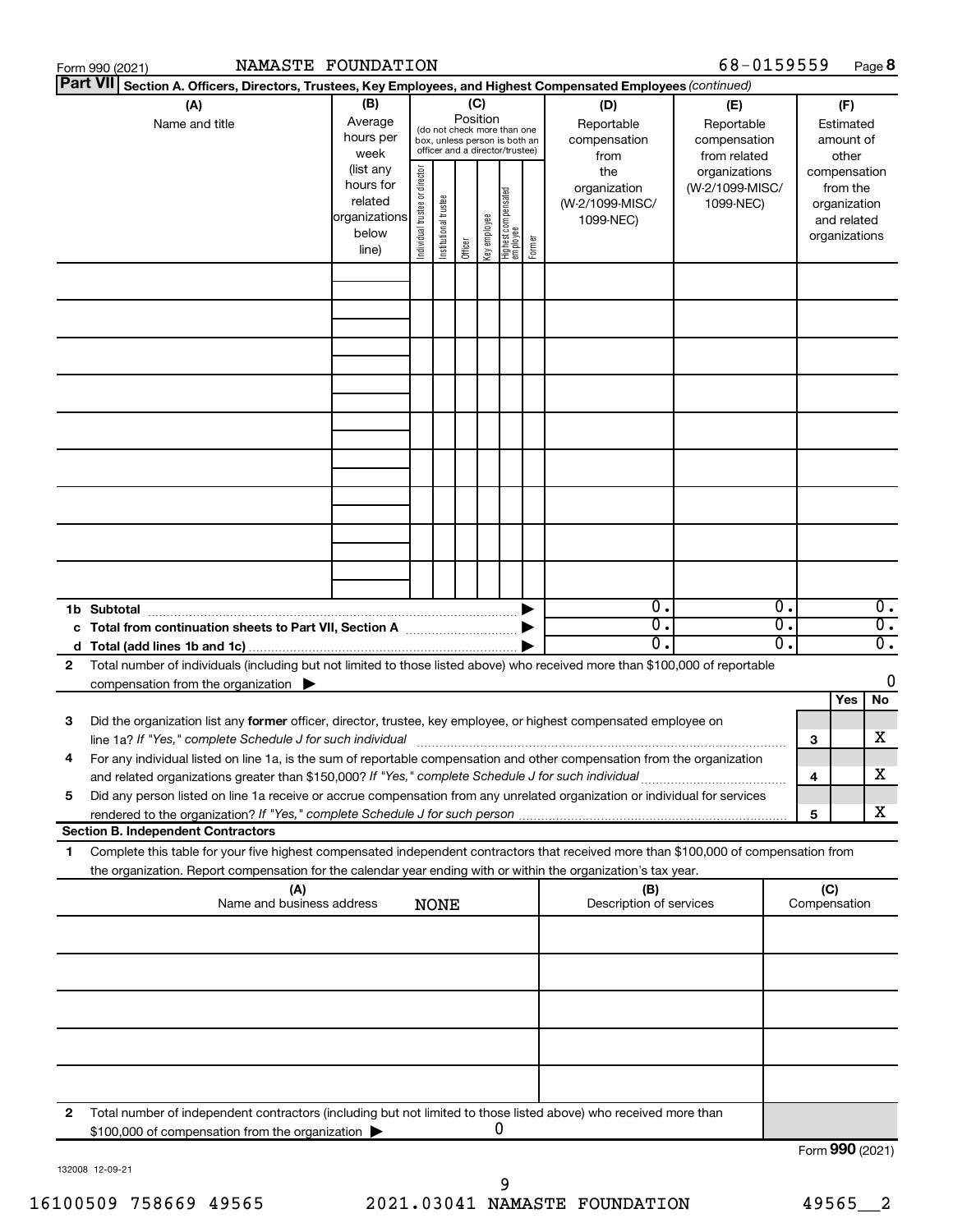Form 990 (2021) NAMASTE FOUNDATION 68-0159559 Page **8**

**Part VII** **Section A. Officers, Directors, Trustees, Key Employees, and Highest Compensated Employees** *(continued)*

| (A) Name and title | (B) Average hours per week (list any hours for related organizations below line) | (C) Position (do not check more than one box, unless person is both an officer and a director/trustee): Individual trustee or director | Institutional trustee | Officer | Key employee | Highest compensated employee | Former | (D) Reportable compensation from the organization (W-2/1099-MISC/ 1099-NEC) | (E) Reportable compensation from related organizations (W-2/1099-MISC/ 1099-NEC) | (F) Estimated amount of other compensation from the organization and related organizations |
|---|---|---|---|---|---|---|---|---|---|---|
| | | | | | | | | | | |
| | | | | | | | | | | |
| | | | | | | | | | | |
| | | | | | | | | | | |
| | | | | | | | | | | |
| | | | | | | | | | | |
| | | | | | | | | | | |
| | | | | | | | | | | |
| | | | | | | | | | | |
| **1b Subtotal** | | | | | | | | 0. | 0. | 0. |
| **c Total from continuation sheets to Part VII, Section A** | | | | | | | | 0. | 0. | 0. |
| **d Total (add lines 1b and 1c)** | | | | | | | | 0. | 0. | 0. |

**2** Total number of individuals (including but not limited to those listed above) who received more than $100,000 of reportable compensation from the organization ▶ 0

| | | Yes | No |
|---|---|---|---|
| **3** Did the organization list any **former** officer, director, trustee, key employee, or highest compensated employee on line 1a? *If "Yes," complete Schedule J for such individual* | **3** | | X |
| **4** For any individual listed on line 1a, is the sum of reportable compensation and other compensation from the organization and related organizations greater than $150,000? *If "Yes," complete Schedule J for such individual* | **4** | | X |
| **5** Did any person listed on line 1a receive or accrue compensation from any unrelated organization or individual for services rendered to the organization? *If "Yes," complete Schedule J for such person* | **5** | | X |

**Section B. Independent Contractors**

**1** Complete this table for your five highest compensated independent contractors that received more than $100,000 of compensation from the organization. Report compensation for the calendar year ending with or within the organization's tax year.

| (A) Name and business address | (B) Description of services | (C) Compensation |
|---|---|---|
| NONE | | |
| | | |
| | | |
| | | |
| | | |

**2** Total number of independent contractors (including but not limited to those listed above) who received more than $100,000 of compensation from the organization ▶ 0

Form **990** (2021)

132008 12-09-21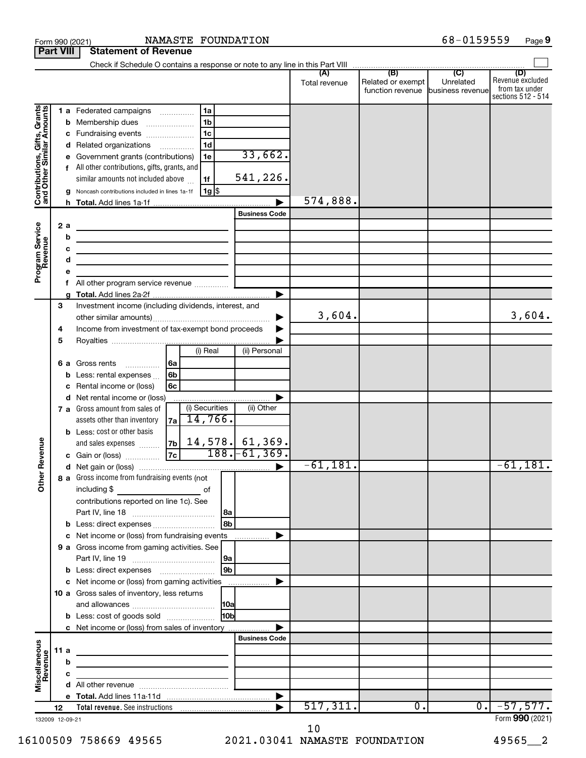Form 990 (2021) NAMASTE FOUNDATION 68-0159559 Page 9

**Part VIII Statement of Revenue**

Check if Schedule O contains a response or note to any line in this Part VIII

| | | | | (A) Total revenue | (B) Related or exempt function revenue | (C) Unrelated business revenue | (D) Revenue excluded from tax under sections 512 - 514 |
|---|---|---|---|---|---|---|---|
| **Contributions, Gifts, Grants and Other Similar Amounts** | 1 a Federated campaigns | 1a | | | | | |
| | b Membership dues | 1b | | | | | |
| | c Fundraising events | 1c | | | | | |
| | d Related organizations | 1d | | | | | |
| | e Government grants (contributions) | 1e | 33,662. | | | | |
| | f All other contributions, gifts, grants, and similar amounts not included above | 1f | 541,226. | | | | |
| | g Noncash contributions included in lines 1a-1f | 1g | $ | | | | |
| | h Total. Add lines 1a-1f | | | 574,888. | | | |
| **Program Service Revenue** | | | Business Code | | | | |
| | 2 a | | | | | | |
| | b | | | | | | |
| | c | | | | | | |
| | d | | | | | | |
| | e | | | | | | |
| | f All other program service revenue | | | | | | |
| | g Total. Add lines 2a-2f | | | | | | |
| **Other Revenue** | 3 Investment income (including dividends, interest, and other similar amounts) | | | 3,604. | | | 3,604. |
| | 4 Income from investment of tax-exempt bond proceeds | | | | | | |
| | 5 Royalties | | | | | | |
| | | (i) Real | (ii) Personal | | | | |
| | 6 a Gross rents (6a) | | | | | | |
| | b Less: rental expenses (6b) | | | | | | |
| | c Rental income or (loss) (6c) | | | | | | |
| | d Net rental income or (loss) | | | | | | |
| | | (i) Securities | (ii) Other | | | | |
| | 7 a Gross amount from sales of assets other than inventory (7a) | 14,766. | | | | | |
| | b Less: cost or other basis and sales expenses (7b) | 14,578. | 61,369. | | | | |
| | c Gain or (loss) (7c) | 188. | -61,369. | | | | |
| | d Net gain or (loss) | | | -61,181. | | | -61,181. |
| | 8 a Gross income from fundraising events (not including $ ______ of contributions reported on line 1c). See Part IV, line 18 | 8a | | | | | |
| | b Less: direct expenses | 8b | | | | | |
| | c Net income or (loss) from fundraising events | | | | | | |
| | 9 a Gross income from gaming activities. See Part IV, line 19 | 9a | | | | | |
| | b Less: direct expenses | 9b | | | | | |
| | c Net income or (loss) from gaming activities | | | | | | |
| | 10 a Gross sales of inventory, less returns and allowances | 10a | | | | | |
| | b Less: cost of goods sold | 10b | | | | | |
| | c Net income or (loss) from sales of inventory | | | | | | |
| **Miscellaneous Revenue** | | | Business Code | | | | |
| | 11 a | | | | | | |
| | b | | | | | | |
| | c | | | | | | |
| | d All other revenue | | | | | | |
| | e Total. Add lines 11a-11d | | | | | | |
| | 12 Total revenue. See instructions | | | 517,311. | 0. | 0. | -57,577. |

132009 12-09-21 Form **990** (2021)

16100509 758669 49565 2021.03041 NAMASTE FOUNDATION 49565__2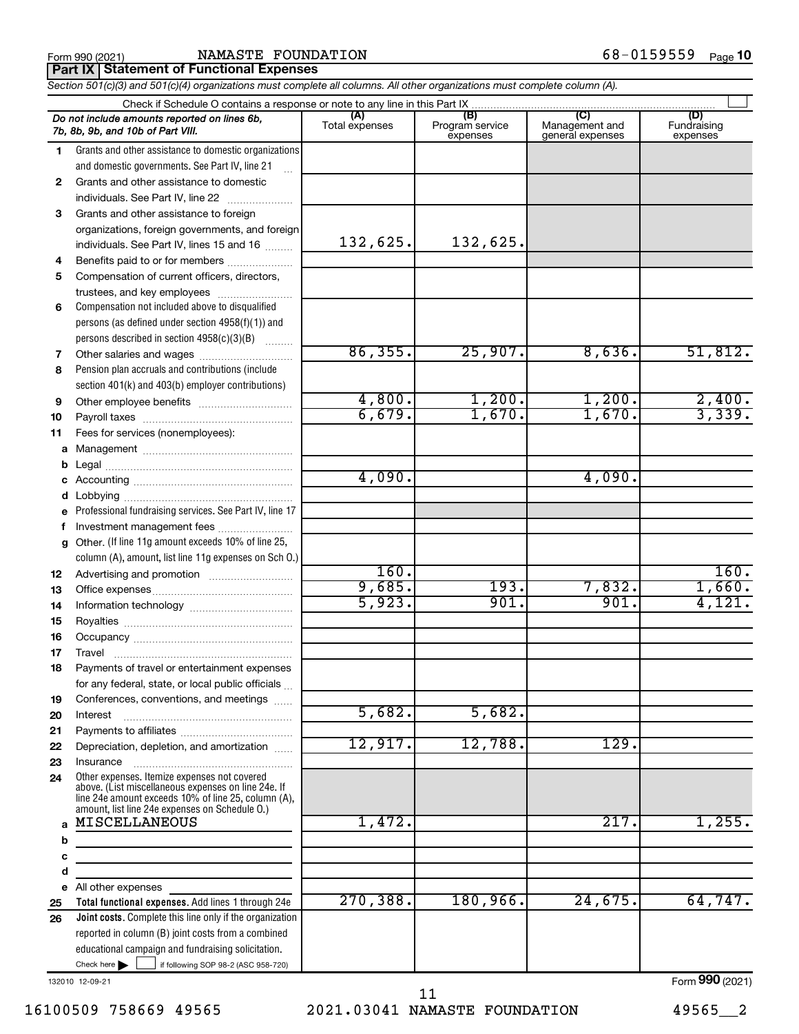Form 990 (2021) NAMASTE FOUNDATION 68-0159559

## Part IX Statement of Functional Expenses

*Section 501(c)(3) and 501(c)(4) organizations must complete all columns. All other organizations must complete column (A).*

Check if Schedule O contains a response or note to any line in this Part IX

| | *Do not include amounts reported on lines 6b, 7b, 8b, 9b, and 10b of Part VIII.* | (A) Total expenses | (B) Program service expenses | (C) Management and general expenses | (D) Fundraising expenses |
|---|---|---|---|---|---|
| 1 | Grants and other assistance to domestic organizations and domestic governments. See Part IV, line 21 | | | | |
| 2 | Grants and other assistance to domestic individuals. See Part IV, line 22 | | | | |
| 3 | Grants and other assistance to foreign organizations, foreign governments, and foreign individuals. See Part IV, lines 15 and 16 | 132,625. | 132,625. | | |
| 4 | Benefits paid to or for members | | | | |
| 5 | Compensation of current officers, directors, trustees, and key employees | | | | |
| 6 | Compensation not included above to disqualified persons (as defined under section 4958(f)(1)) and persons described in section 4958(c)(3)(B) | | | | |
| 7 | Other salaries and wages | 86,355. | 25,907. | 8,636. | 51,812. |
| 8 | Pension plan accruals and contributions (include section 401(k) and 403(b) employer contributions) | | | | |
| 9 | Other employee benefits | 4,800. | 1,200. | 1,200. | 2,400. |
| 10 | Payroll taxes | 6,679. | 1,670. | 1,670. | 3,339. |
| 11 | Fees for services (nonemployees): | | | | |
| a | Management | | | | |
| b | Legal | | | | |
| c | Accounting | 4,090. | | 4,090. | |
| d | Lobbying | | | | |
| e | Professional fundraising services. See Part IV, line 17 | | | | |
| f | Investment management fees | | | | |
| g | Other. (If line 11g amount exceeds 10% of line 25, column (A), amount, list line 11g expenses on Sch O.) | | | | |
| 12 | Advertising and promotion | 160. | | | 160. |
| 13 | Office expenses | 9,685. | 193. | 7,832. | 1,660. |
| 14 | Information technology | 5,923. | 901. | 901. | 4,121. |
| 15 | Royalties | | | | |
| 16 | Occupancy | | | | |
| 17 | Travel | | | | |
| 18 | Payments of travel or entertainment expenses for any federal, state, or local public officials | | | | |
| 19 | Conferences, conventions, and meetings | | | | |
| 20 | Interest | 5,682. | 5,682. | | |
| 21 | Payments to affiliates | | | | |
| 22 | Depreciation, depletion, and amortization | 12,917. | 12,788. | 129. | |
| 23 | Insurance | | | | |
| 24 | Other expenses. Itemize expenses not covered above. (List miscellaneous expenses on line 24e. If line 24e amount exceeds 10% of line 25, column (A), amount, list line 24e expenses on Schedule O.) | | | | |
| a | MISCELLANEOUS | 1,472. | | 217. | 1,255. |
| b | | | | | |
| c | | | | | |
| d | | | | | |
| e | All other expenses | | | | |
| 25 | **Total functional expenses.** Add lines 1 through 24e | 270,388. | 180,966. | 24,675. | 64,747. |
| 26 | **Joint costs.** Complete this line only if the organization reported in column (B) joint costs from a combined educational campaign and fundraising solicitation. Check here ☐ if following SOP 98-2 (ASC 958-720) | | | | |

132010 12-09-21

Form **990** (2021)

16100509 758669 49565 2021.03041 NAMASTE FOUNDATION 49565__2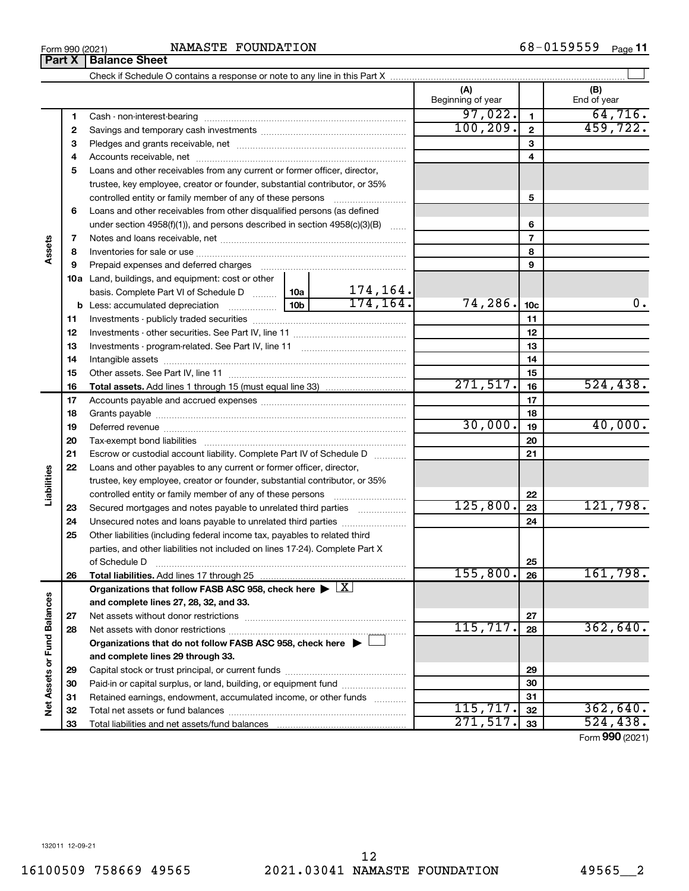Form 990 (2021) NAMASTE FOUNDATION 68-0159559

## Part X Balance Sheet

Check if Schedule O contains a response or note to any line in this Part X ☐

| Section | Line | Description | | | (A) Beginning of year | Line | (B) End of year |
|---|---|---|---|---|---|---|---|
| Assets | 1 | Cash - non-interest-bearing | | | 97,022. | 1 | 64,716. |
| | 2 | Savings and temporary cash investments | | | 100,209. | 2 | 459,722. |
| | 3 | Pledges and grants receivable, net | | | | 3 | |
| | 4 | Accounts receivable, net | | | | 4 | |
| | 5 | Loans and other receivables from any current or former officer, director, trustee, key employee, creator or founder, substantial contributor, or 35% controlled entity or family member of any of these persons | | | | 5 | |
| | 6 | Loans and other receivables from other disqualified persons (as defined under section 4958(f)(1)), and persons described in section 4958(c)(3)(B) | | | | 6 | |
| | 7 | Notes and loans receivable, net | | | | 7 | |
| | 8 | Inventories for sale or use | | | | 8 | |
| | 9 | Prepaid expenses and deferred charges | | | | 9 | |
| | 10a | Land, buildings, and equipment: cost or other basis. Complete Part VI of Schedule D | 10a | 174,164. | | | |
| | b | Less: accumulated depreciation | 10b | 174,164. | 74,286. | 10c | 0. |
| | 11 | Investments - publicly traded securities | | | | 11 | |
| | 12 | Investments - other securities. See Part IV, line 11 | | | | 12 | |
| | 13 | Investments - program-related. See Part IV, line 11 | | | | 13 | |
| | 14 | Intangible assets | | | | 14 | |
| | 15 | Other assets. See Part IV, line 11 | | | | 15 | |
| | 16 | **Total assets.** Add lines 1 through 15 (must equal line 33) | | | 271,517. | 16 | 524,438. |
| Liabilities | 17 | Accounts payable and accrued expenses | | | | 17 | |
| | 18 | Grants payable | | | | 18 | |
| | 19 | Deferred revenue | | | 30,000. | 19 | 40,000. |
| | 20 | Tax-exempt bond liabilities | | | | 20 | |
| | 21 | Escrow or custodial account liability. Complete Part IV of Schedule D | | | | 21 | |
| | 22 | Loans and other payables to any current or former officer, director, trustee, key employee, creator or founder, substantial contributor, or 35% controlled entity or family member of any of these persons | | | | 22 | |
| | 23 | Secured mortgages and notes payable to unrelated third parties | | | 125,800. | 23 | 121,798. |
| | 24 | Unsecured notes and loans payable to unrelated third parties | | | | 24 | |
| | 25 | Other liabilities (including federal income tax, payables to related third parties, and other liabilities not included on lines 17-24). Complete Part X of Schedule D | | | | 25 | |
| | 26 | **Total liabilities.** Add lines 17 through 25 | | | 155,800. | 26 | 161,798. |
| Net Assets or Fund Balances | | **Organizations that follow FASB ASC 958, check here** ☒ **and complete lines 27, 28, 32, and 33.** | | | | | |
| | 27 | Net assets without donor restrictions | | | | 27 | |
| | 28 | Net assets with donor restrictions | | | 115,717. | 28 | 362,640. |
| | | **Organizations that do not follow FASB ASC 958, check here** ☐ **and complete lines 29 through 33.** | | | | | |
| | 29 | Capital stock or trust principal, or current funds | | | | 29 | |
| | 30 | Paid-in or capital surplus, or land, building, or equipment fund | | | | 30 | |
| | 31 | Retained earnings, endowment, accumulated income, or other funds | | | | 31 | |
| | 32 | Total net assets or fund balances | | | 115,717. | 32 | 362,640. |
| | 33 | Total liabilities and net assets/fund balances | | | 271,517. | 33 | 524,438. |

Form **990** (2021)

132011 12-09-21

16100509 758669 49565 2021.03041 NAMASTE FOUNDATION 49565__2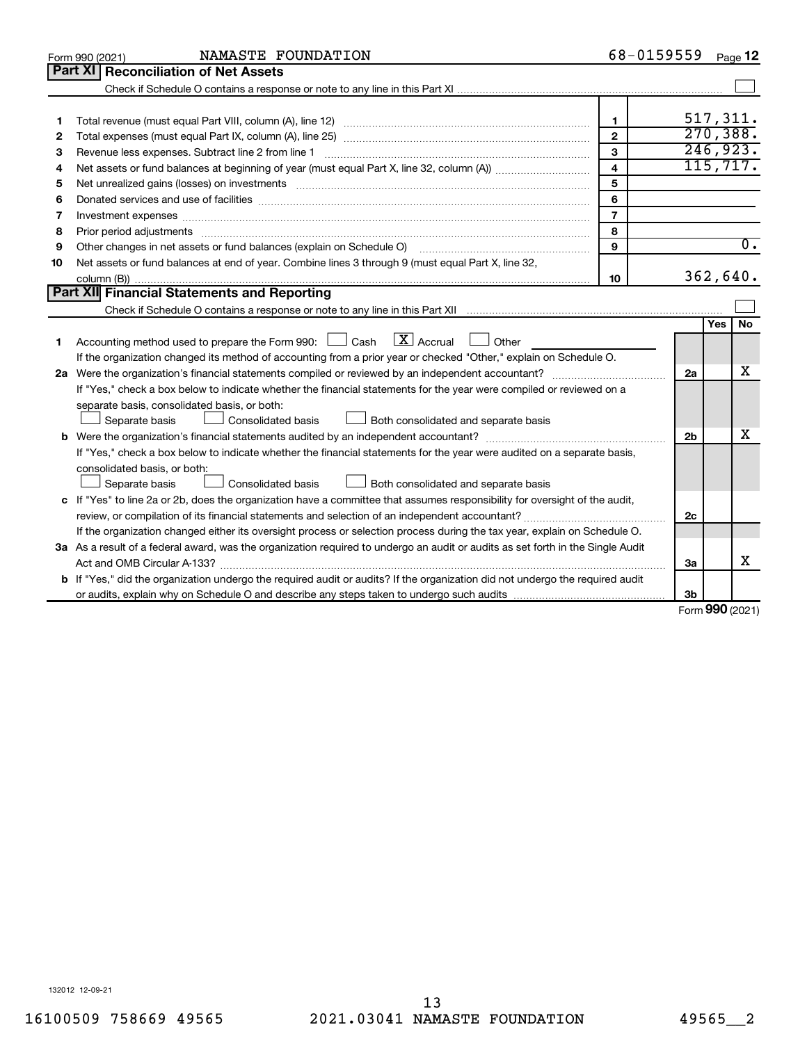Form 990 (2021) NAMASTE FOUNDATION 68-0159559 Page 12

## Part XI Reconciliation of Net Assets

Check if Schedule O contains a response or note to any line in this Part XI ☐

| | | | |
|---|---|---|---|
| 1 | Total revenue (must equal Part VIII, column (A), line 12) | 1 | 517,311. |
| 2 | Total expenses (must equal Part IX, column (A), line 25) | 2 | 270,388. |
| 3 | Revenue less expenses. Subtract line 2 from line 1 | 3 | 246,923. |
| 4 | Net assets or fund balances at beginning of year (must equal Part X, line 32, column (A)) | 4 | 115,717. |
| 5 | Net unrealized gains (losses) on investments | 5 | |
| 6 | Donated services and use of facilities | 6 | |
| 7 | Investment expenses | 7 | |
| 8 | Prior period adjustments | 8 | |
| 9 | Other changes in net assets or fund balances (explain on Schedule O) | 9 | 0. |
| 10 | Net assets or fund balances at end of year. Combine lines 3 through 9 (must equal Part X, line 32, column (B)) | 10 | 362,640. |

## Part XII Financial Statements and Reporting

Check if Schedule O contains a response or note to any line in this Part XII ☐

| | | | Yes | No |
|---|---|---|---|---|
| 1 | Accounting method used to prepare the Form 990: ☐ Cash ☒ Accrual ☐ Other<br>If the organization changed its method of accounting from a prior year or checked "Other," explain on Schedule O. | | | |
| 2a | Were the organization's financial statements compiled or reviewed by an independent accountant? | 2a | | X |
| | If "Yes," check a box below to indicate whether the financial statements for the year were compiled or reviewed on a separate basis, consolidated basis, or both:<br>☐ Separate basis ☐ Consolidated basis ☐ Both consolidated and separate basis | | | |
| b | Were the organization's financial statements audited by an independent accountant? | 2b | | X |
| | If "Yes," check a box below to indicate whether the financial statements for the year were audited on a separate basis, consolidated basis, or both:<br>☐ Separate basis ☐ Consolidated basis ☐ Both consolidated and separate basis | | | |
| c | If "Yes" to line 2a or 2b, does the organization have a committee that assumes responsibility for oversight of the audit, review, or compilation of its financial statements and selection of an independent accountant? | 2c | | |
| | If the organization changed either its oversight process or selection process during the tax year, explain on Schedule O. | | | |
| 3a | As a result of a federal award, was the organization required to undergo an audit or audits as set forth in the Single Audit Act and OMB Circular A-133? | 3a | | X |
| b | If "Yes," did the organization undergo the required audit or audits? If the organization did not undergo the required audit or audits, explain why on Schedule O and describe any steps taken to undergo such audits | 3b | | |

Form 990 (2021)

132012 12-09-21

16100509 758669 49565 2021.03041 NAMASTE FOUNDATION 49565__2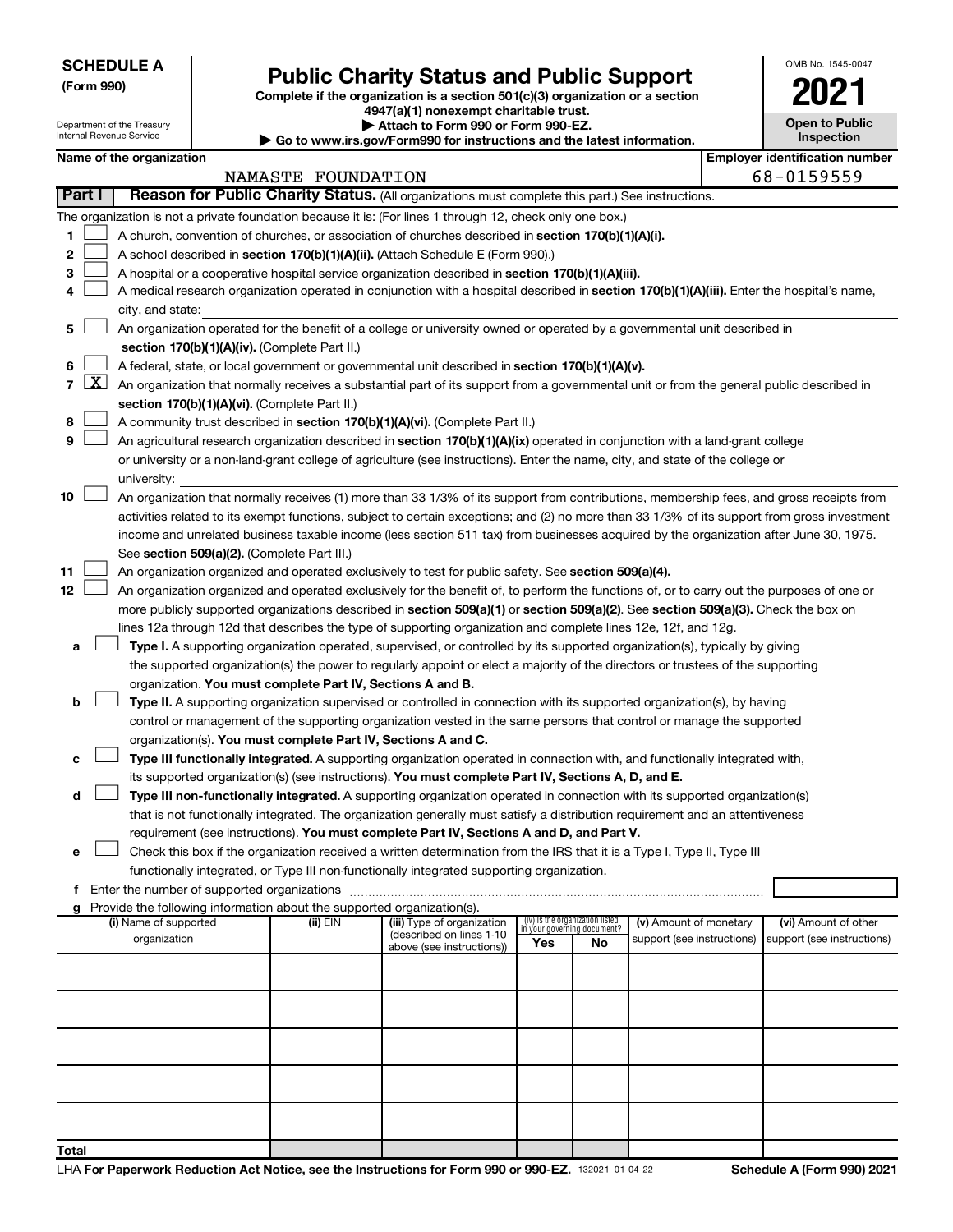**SCHEDULE A**
**(Form 990)**

Department of the Treasury
Internal Revenue Service

# Public Charity Status and Public Support

**Complete if the organization is a section 501(c)(3) organization or a section 4947(a)(1) nonexempt charitable trust.**
**▶ Attach to Form 990 or Form 990-EZ.**
**▶ Go to www.irs.gov/Form990 for instructions and the latest information.**

OMB No. 1545-0047
**2021**
**Open to Public Inspection**

**Name of the organization:** NAMASTE FOUNDATION
**Employer identification number:** 68-0159559

**Part I — Reason for Public Charity Status.** (All organizations must complete this part.) See instructions.

The organization is not a private foundation because it is: (For lines 1 through 12, check only one box.)

1. ☐ A church, convention of churches, or association of churches described in **section 170(b)(1)(A)(i).**
2. ☐ A school described in **section 170(b)(1)(A)(ii).** (Attach Schedule E (Form 990).)
3. ☐ A hospital or a cooperative hospital service organization described in **section 170(b)(1)(A)(iii).**
4. ☐ A medical research organization operated in conjunction with a hospital described in **section 170(b)(1)(A)(iii).** Enter the hospital's name, city, and state:
5. ☐ An organization operated for the benefit of a college or university owned or operated by a governmental unit described in **section 170(b)(1)(A)(iv).** (Complete Part II.)
6. ☐ A federal, state, or local government or governmental unit described in **section 170(b)(1)(A)(v).**
7. ☒ An organization that normally receives a substantial part of its support from a governmental unit or from the general public described in **section 170(b)(1)(A)(vi).** (Complete Part II.)
8. ☐ A community trust described in **section 170(b)(1)(A)(vi).** (Complete Part II.)
9. ☐ An agricultural research organization described in **section 170(b)(1)(A)(ix)** operated in conjunction with a land-grant college or university or a non-land-grant college of agriculture (see instructions). Enter the name, city, and state of the college or university:
10. ☐ An organization that normally receives (1) more than 33 1/3% of its support from contributions, membership fees, and gross receipts from activities related to its exempt functions, subject to certain exceptions; and (2) no more than 33 1/3% of its support from gross investment income and unrelated business taxable income (less section 511 tax) from businesses acquired by the organization after June 30, 1975. See **section 509(a)(2).** (Complete Part III.)
11. ☐ An organization organized and operated exclusively to test for public safety. See **section 509(a)(4).**
12. ☐ An organization organized and operated exclusively for the benefit of, to perform the functions of, or to carry out the purposes of one or more publicly supported organizations described in **section 509(a)(1)** or **section 509(a)(2).** See **section 509(a)(3).** Check the box on lines 12a through 12d that describes the type of supporting organization and complete lines 12e, 12f, and 12g.
   - **a** ☐ **Type I.** A supporting organization operated, supervised, or controlled by its supported organization(s), typically by giving the supported organization(s) the power to regularly appoint or elect a majority of the directors or trustees of the supporting organization. **You must complete Part IV, Sections A and B.**
   - **b** ☐ **Type II.** A supporting organization supervised or controlled in connection with its supported organization(s), by having control or management of the supporting organization vested in the same persons that control or manage the supported organization(s). **You must complete Part IV, Sections A and C.**
   - **c** ☐ **Type III functionally integrated.** A supporting organization operated in connection with, and functionally integrated with, its supported organization(s) (see instructions). **You must complete Part IV, Sections A, D, and E.**
   - **d** ☐ **Type III non-functionally integrated.** A supporting organization operated in connection with its supported organization(s) that is not functionally integrated. The organization generally must satisfy a distribution requirement and an attentiveness requirement (see instructions). **You must complete Part IV, Sections A and D, and Part V.**
   - **e** ☐ Check this box if the organization received a written determination from the IRS that it is a Type I, Type II, Type III functionally integrated, or Type III non-functionally integrated supporting organization.
   - **f** Enter the number of supported organizations
   - **g** Provide the following information about the supported organization(s).

| (i) Name of supported organization | (ii) EIN | (iii) Type of organization (described on lines 1-10 above (see instructions)) | (iv) Is the organization listed in your governing document? Yes | No | (v) Amount of monetary support (see instructions) | (vi) Amount of other support (see instructions) |
|---|---|---|---|---|---|---|
| | | | | | | |
| | | | | | | |
| | | | | | | |
| | | | | | | |
| | | | | | | |
| **Total** | | | | | | |

LHA **For Paperwork Reduction Act Notice, see the Instructions for Form 990 or 990-EZ.** 132021 01-04-22 **Schedule A (Form 990) 2021**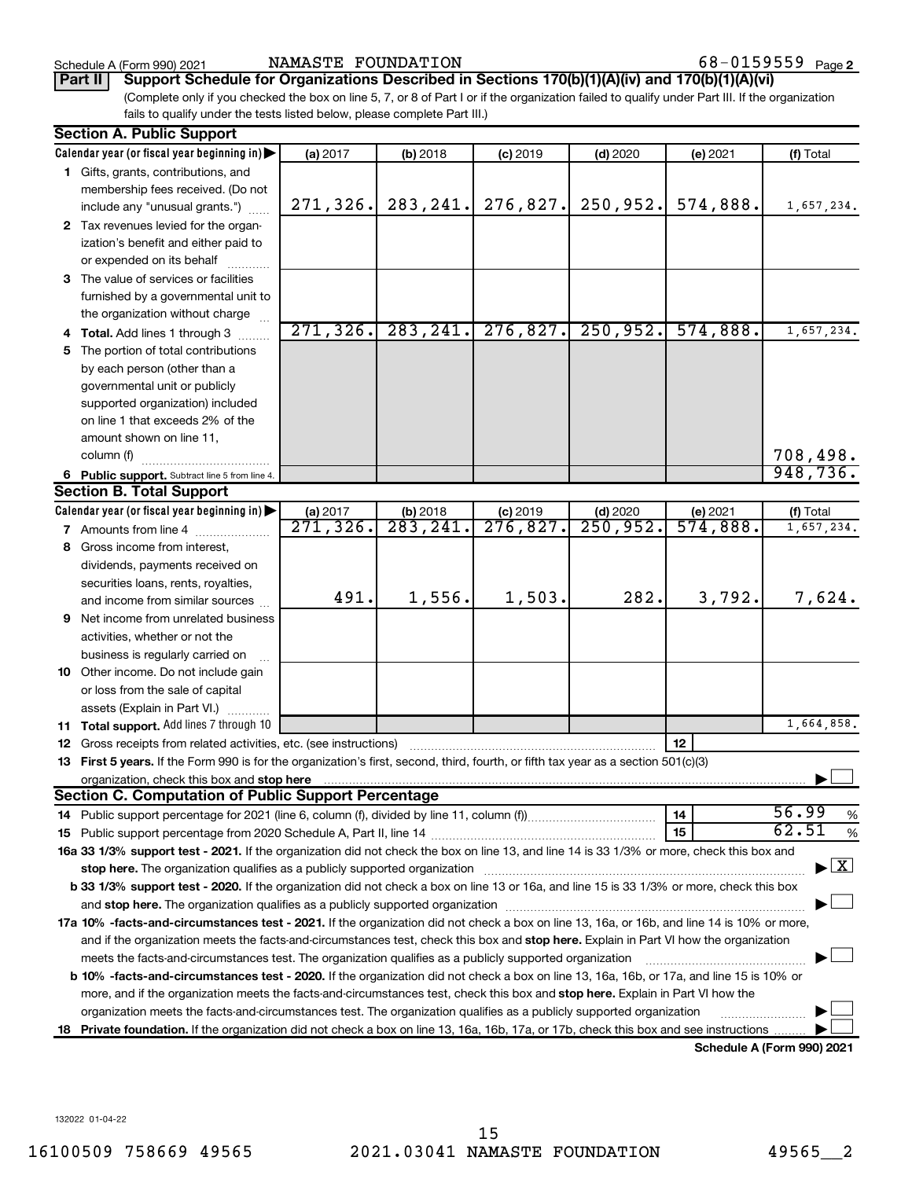Schedule A (Form 990) 2021 NAMASTE FOUNDATION 68-0159559 Page 2

**Part II Support Schedule for Organizations Described in Sections 170(b)(1)(A)(iv) and 170(b)(1)(A)(vi)**

(Complete only if you checked the box on line 5, 7, or 8 of Part I or if the organization failed to qualify under Part III. If the organization fails to qualify under the tests listed below, please complete Part III.)

## Section A. Public Support

| Calendar year (or fiscal year beginning in) | (a) 2017 | (b) 2018 | (c) 2019 | (d) 2020 | (e) 2021 | (f) Total |
|---|---|---|---|---|---|---|
| 1 Gifts, grants, contributions, and membership fees received. (Do not include any "unusual grants.") | 271,326. | 283,241. | 276,827. | 250,952. | 574,888. | 1,657,234. |
| 2 Tax revenues levied for the organization's benefit and either paid to or expended on its behalf | | | | | | |
| 3 The value of services or facilities furnished by a governmental unit to the organization without charge | | | | | | |
| 4 Total. Add lines 1 through 3 | 271,326. | 283,241. | 276,827. | 250,952. | 574,888. | 1,657,234. |
| 5 The portion of total contributions by each person (other than a governmental unit or publicly supported organization) included on line 1 that exceeds 2% of the amount shown on line 11, column (f) | | | | | | 708,498. |
| 6 Public support. Subtract line 5 from line 4. | | | | | | 948,736. |

## Section B. Total Support

| Calendar year (or fiscal year beginning in) | (a) 2017 | (b) 2018 | (c) 2019 | (d) 2020 | (e) 2021 | (f) Total |
|---|---|---|---|---|---|---|
| 7 Amounts from line 4 | 271,326. | 283,241. | 276,827. | 250,952. | 574,888. | 1,657,234. |
| 8 Gross income from interest, dividends, payments received on securities loans, rents, royalties, and income from similar sources | 491. | 1,556. | 1,503. | 282. | 3,792. | 7,624. |
| 9 Net income from unrelated business activities, whether or not the business is regularly carried on | | | | | | |
| 10 Other income. Do not include gain or loss from the sale of capital assets (Explain in Part VI.) | | | | | | |
| 11 Total support. Add lines 7 through 10 | | | | | | 1,664,858. |

12 Gross receipts from related activities, etc. (see instructions) | 12 |

13 **First 5 years.** If the Form 990 is for the organization's first, second, third, fourth, or fifth tax year as a section 501(c)(3) organization, check this box and **stop here** ☐

## Section C. Computation of Public Support Percentage

14 Public support percentage for 2021 (line 6, column (f), divided by line 11, column (f)) | 14 | 56.99 %

15 Public support percentage from 2020 Schedule A, Part II, line 14 | 15 | 62.51 %

**16a 33 1/3% support test - 2021.** If the organization did not check the box on line 13, and line 14 is 33 1/3% or more, check this box and **stop here.** The organization qualifies as a publicly supported organization ☒

**b 33 1/3% support test - 2020.** If the organization did not check a box on line 13 or 16a, and line 15 is 33 1/3% or more, check this box and **stop here.** The organization qualifies as a publicly supported organization ☐

**17a 10% -facts-and-circumstances test - 2021.** If the organization did not check a box on line 13, 16a, or 16b, and line 14 is 10% or more, and if the organization meets the facts-and-circumstances test, check this box and **stop here.** Explain in Part VI how the organization meets the facts-and-circumstances test. The organization qualifies as a publicly supported organization ☐

**b 10% -facts-and-circumstances test - 2020.** If the organization did not check a box on line 13, 16a, 16b, or 17a, and line 15 is 10% or more, and if the organization meets the facts-and-circumstances test, check this box and **stop here.** Explain in Part VI how the organization meets the facts-and-circumstances test. The organization qualifies as a publicly supported organization ☐

**18 Private foundation.** If the organization did not check a box on line 13, 16a, 16b, 17a, or 17b, check this box and see instructions ☐

**Schedule A (Form 990) 2021**

132022 01-04-22

16100509 758669 49565 2021.03041 NAMASTE FOUNDATION 49565__2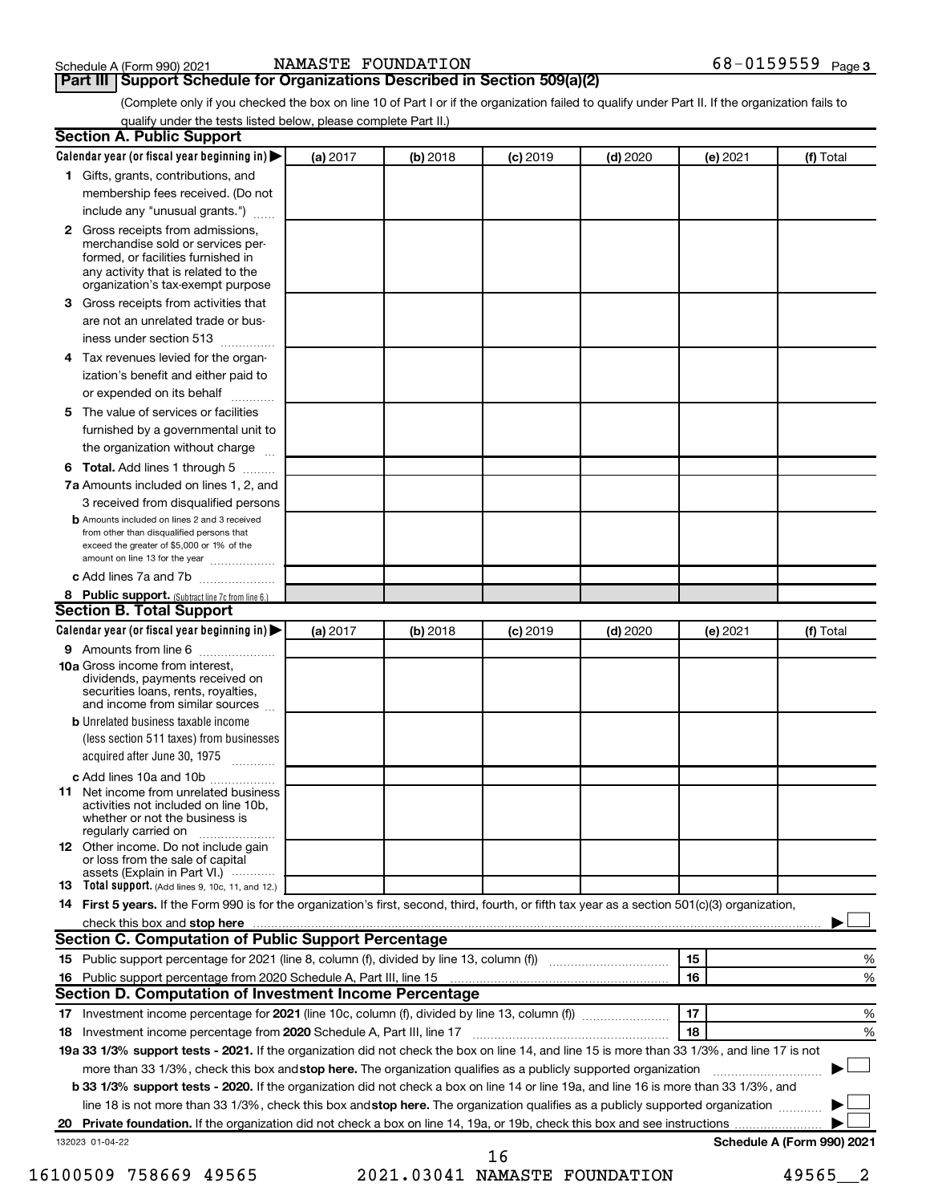Schedule A (Form 990) 2021 NAMASTE FOUNDATION 68-0159559

## Part III Support Schedule for Organizations Described in Section 509(a)(2)

(Complete only if you checked the box on line 10 of Part I or if the organization failed to qualify under Part II. If the organization fails to qualify under the tests listed below, please complete Part II.)

### Section A. Public Support

| Calendar year (or fiscal year beginning in) | (a) 2017 | (b) 2018 | (c) 2019 | (d) 2020 | (e) 2021 | (f) Total |
|---|---|---|---|---|---|---|
| 1 Gifts, grants, contributions, and membership fees received. (Do not include any "unusual grants.") | | | | | | |
| 2 Gross receipts from admissions, merchandise sold or services performed, or facilities furnished in any activity that is related to the organization's tax-exempt purpose | | | | | | |
| 3 Gross receipts from activities that are not an unrelated trade or business under section 513 | | | | | | |
| 4 Tax revenues levied for the organization's benefit and either paid to or expended on its behalf | | | | | | |
| 5 The value of services or facilities furnished by a governmental unit to the organization without charge | | | | | | |
| 6 **Total.** Add lines 1 through 5 | | | | | | |
| 7a Amounts included on lines 1, 2, and 3 received from disqualified persons | | | | | | |
| b Amounts included on lines 2 and 3 received from other than disqualified persons that exceed the greater of $5,000 or 1% of the amount on line 13 for the year | | | | | | |
| c Add lines 7a and 7b | | | | | | |
| 8 **Public support.** (Subtract line 7c from line 6.) | | | | | | |

### Section B. Total Support

| Calendar year (or fiscal year beginning in) | (a) 2017 | (b) 2018 | (c) 2019 | (d) 2020 | (e) 2021 | (f) Total |
|---|---|---|---|---|---|---|
| 9 Amounts from line 6 | | | | | | |
| 10a Gross income from interest, dividends, payments received on securities loans, rents, royalties, and income from similar sources | | | | | | |
| b Unrelated business taxable income (less section 511 taxes) from businesses acquired after June 30, 1975 | | | | | | |
| c Add lines 10a and 10b | | | | | | |
| 11 Net income from unrelated business activities not included on line 10b, whether or not the business is regularly carried on | | | | | | |
| 12 Other income. Do not include gain or loss from the sale of capital assets (Explain in Part VI.) | | | | | | |
| 13 **Total support.** (Add lines 9, 10c, 11, and 12.) | | | | | | |

14 **First 5 years.** If the Form 990 is for the organization's first, second, third, fourth, or fifth tax year as a section 501(c)(3) organization, check this box and **stop here** ☐

### Section C. Computation of Public Support Percentage

| | | | |
|---|---|---|---|
| 15 | Public support percentage for 2021 (line 8, column (f), divided by line 13, column (f)) | 15 | % |
| 16 | Public support percentage from 2020 Schedule A, Part III, line 15 | 16 | % |

### Section D. Computation of Investment Income Percentage

| | | | |
|---|---|---|---|
| 17 | Investment income percentage for **2021** (line 10c, column (f), divided by line 13, column (f)) | 17 | % |
| 18 | Investment income percentage from **2020** Schedule A, Part III, line 17 | 18 | % |

**19a 33 1/3% support tests - 2021.** If the organization did not check the box on line 14, and line 15 is more than 33 1/3%, and line 17 is not more than 33 1/3%, check this box and **stop here.** The organization qualifies as a publicly supported organization ☐

**b 33 1/3% support tests - 2020.** If the organization did not check a box on line 14 or line 19a, and line 16 is more than 33 1/3%, and line 18 is not more than 33 1/3%, check this box and **stop here.** The organization qualifies as a publicly supported organization ☐

**20 Private foundation.** If the organization did not check a box on line 14, 19a, or 19b, check this box and see instructions ☐

132023 01-04-22 **Schedule A (Form 990) 2021**

16100509 758669 49565 2021.03041 NAMASTE FOUNDATION 49565__2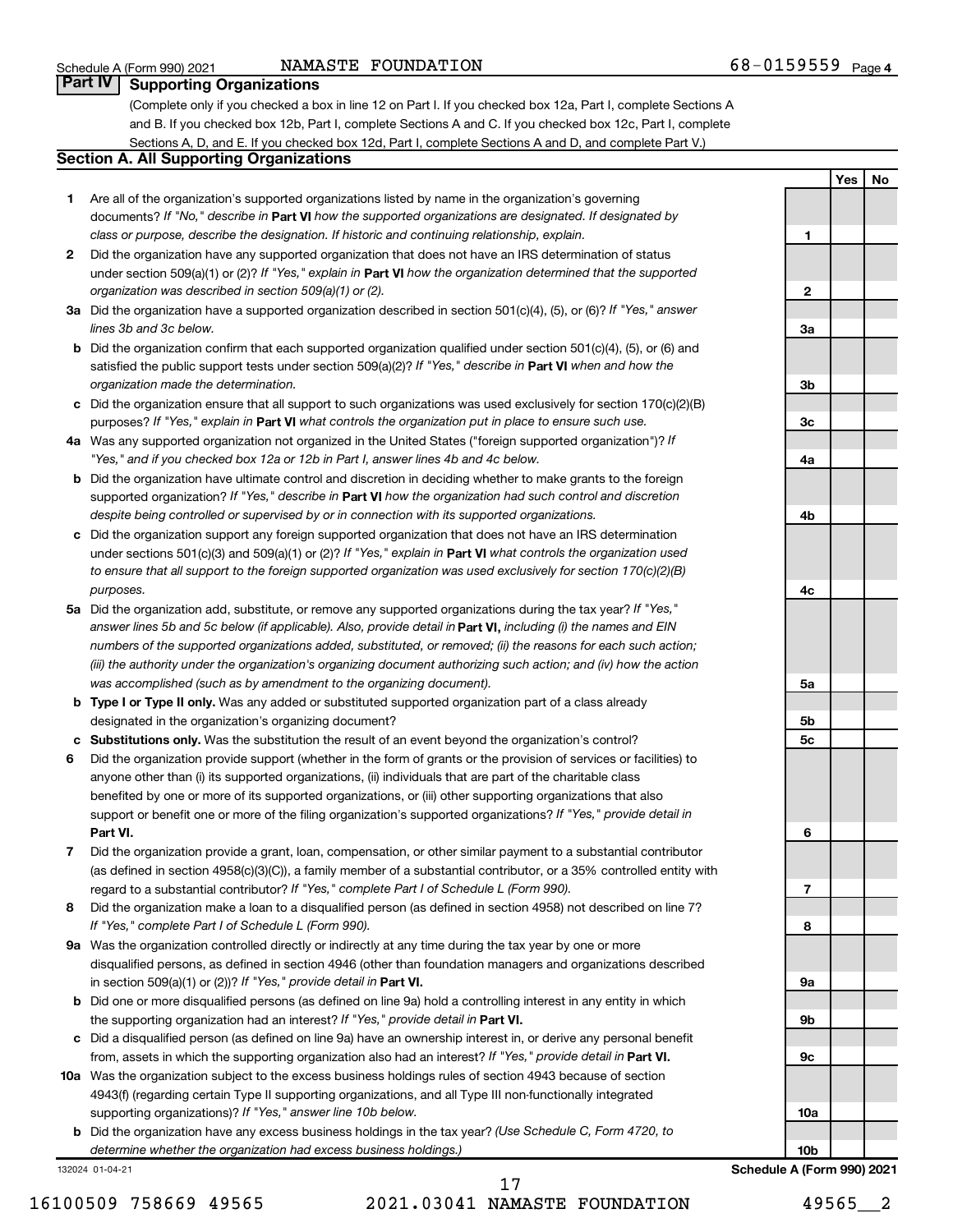## Part IV Supporting Organizations

(Complete only if you checked a box in line 12 on Part I. If you checked box 12a, Part I, complete Sections A and B. If you checked box 12b, Part I, complete Sections A and C. If you checked box 12c, Part I, complete Sections A, D, and E. If you checked box 12d, Part I, complete Sections A and D, and complete Part V.)

### Section A. All Supporting Organizations

| | | | Yes | No |
|---|---|---|---|---|
| **1** | Are all of the organization's supported organizations listed by name in the organization's governing documents? *If "No," describe in* **Part VI** *how the supported organizations are designated. If designated by class or purpose, describe the designation. If historic and continuing relationship, explain.* | **1** | | |
| **2** | Did the organization have any supported organization that does not have an IRS determination of status under section 509(a)(1) or (2)? *If "Yes," explain in* **Part VI** *how the organization determined that the supported organization was described in section 509(a)(1) or (2).* | **2** | | |
| **3a** | Did the organization have a supported organization described in section 501(c)(4), (5), or (6)? *If "Yes," answer lines 3b and 3c below.* | **3a** | | |
| **b** | Did the organization confirm that each supported organization qualified under section 501(c)(4), (5), or (6) and satisfied the public support tests under section 509(a)(2)? *If "Yes," describe in* **Part VI** *when and how the organization made the determination.* | **3b** | | |
| **c** | Did the organization ensure that all support to such organizations was used exclusively for section 170(c)(2)(B) purposes? *If "Yes," explain in* **Part VI** *what controls the organization put in place to ensure such use.* | **3c** | | |
| **4a** | Was any supported organization not organized in the United States ("foreign supported organization")? *If "Yes," and if you checked box 12a or 12b in Part I, answer lines 4b and 4c below.* | **4a** | | |
| **b** | Did the organization have ultimate control and discretion in deciding whether to make grants to the foreign supported organization? *If "Yes," describe in* **Part VI** *how the organization had such control and discretion despite being controlled or supervised by or in connection with its supported organizations.* | **4b** | | |
| **c** | Did the organization support any foreign supported organization that does not have an IRS determination under sections 501(c)(3) and 509(a)(1) or (2)? *If "Yes," explain in* **Part VI** *what controls the organization used to ensure that all support to the foreign supported organization was used exclusively for section 170(c)(2)(B) purposes.* | **4c** | | |
| **5a** | Did the organization add, substitute, or remove any supported organizations during the tax year? *If "Yes," answer lines 5b and 5c below (if applicable). Also, provide detail in* **Part VI,** *including (i) the names and EIN numbers of the supported organizations added, substituted, or removed; (ii) the reasons for each such action; (iii) the authority under the organization's organizing document authorizing such action; and (iv) how the action was accomplished (such as by amendment to the organizing document).* | **5a** | | |
| **b** | **Type I or Type II only.** Was any added or substituted supported organization part of a class already designated in the organization's organizing document? | **5b** | | |
| **c** | **Substitutions only.** Was the substitution the result of an event beyond the organization's control? | **5c** | | |
| **6** | Did the organization provide support (whether in the form of grants or the provision of services or facilities) to anyone other than (i) its supported organizations, (ii) individuals that are part of the charitable class benefited by one or more of its supported organizations, or (iii) other supporting organizations that also support or benefit one or more of the filing organization's supported organizations? *If "Yes," provide detail in* **Part VI.** | **6** | | |
| **7** | Did the organization provide a grant, loan, compensation, or other similar payment to a substantial contributor (as defined in section 4958(c)(3)(C)), a family member of a substantial contributor, or a 35% controlled entity with regard to a substantial contributor? *If "Yes," complete Part I of Schedule L (Form 990).* | **7** | | |
| **8** | Did the organization make a loan to a disqualified person (as defined in section 4958) not described on line 7? *If "Yes," complete Part I of Schedule L (Form 990).* | **8** | | |
| **9a** | Was the organization controlled directly or indirectly at any time during the tax year by one or more disqualified persons, as defined in section 4946 (other than foundation managers and organizations described in section 509(a)(1) or (2))? *If "Yes," provide detail in* **Part VI.** | **9a** | | |
| **b** | Did one or more disqualified persons (as defined on line 9a) hold a controlling interest in any entity in which the supporting organization had an interest? *If "Yes," provide detail in* **Part VI.** | **9b** | | |
| **c** | Did a disqualified person (as defined on line 9a) have an ownership interest in, or derive any personal benefit from, assets in which the supporting organization also had an interest? *If "Yes," provide detail in* **Part VI.** | **9c** | | |
| **10a** | Was the organization subject to the excess business holdings rules of section 4943 because of section 4943(f) (regarding certain Type II supporting organizations, and all Type III non-functionally integrated supporting organizations)? *If "Yes," answer line 10b below.* | **10a** | | |
| **b** | Did the organization have any excess business holdings in the tax year? *(Use Schedule C, Form 4720, to determine whether the organization had excess business holdings.)* | **10b** | | |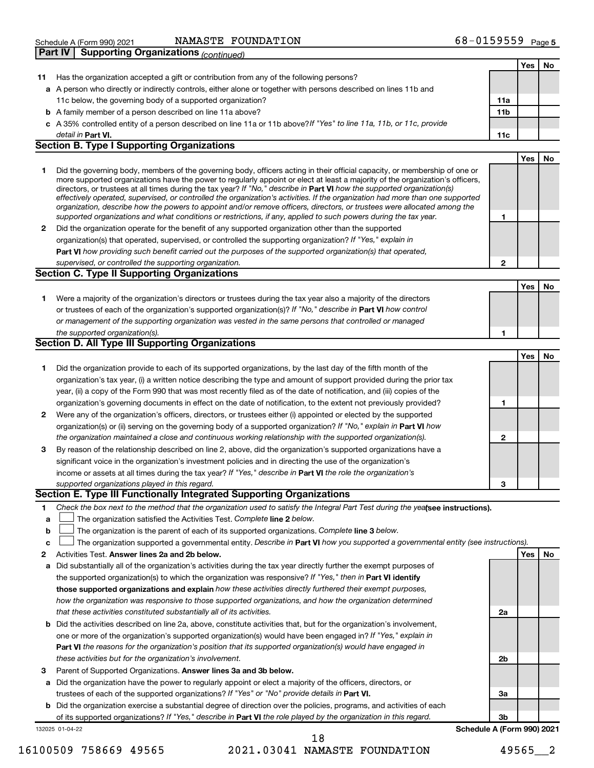Schedule A (Form 990) 2021 NAMASTE FOUNDATION 68-0159559 Page 5

**Part IV | Supporting Organizations** *(continued)*

| | | | Yes | No |
|---|---|---|---|---|
| **11** | Has the organization accepted a gift or contribution from any of the following persons? | | | |
| **a** | A person who directly or indirectly controls, either alone or together with persons described on lines 11b and 11c below, the governing body of a supported organization? | **11a** | | |
| **b** | A family member of a person described on line 11a above? | **11b** | | |
| **c** | A 35% controlled entity of a person described on line 11a or 11b above? *If "Yes" to line 11a, 11b, or 11c, provide detail in* **Part VI.** | **11c** | | |

## Section B. Type I Supporting Organizations

| | | | Yes | No |
|---|---|---|---|---|
| **1** | Did the governing body, members of the governing body, officers acting in their official capacity, or membership of one or more supported organizations have the power to regularly appoint or elect at least a majority of the organization's officers, directors, or trustees at all times during the tax year? *If "No," describe in* **Part VI** *how the supported organization(s) effectively operated, supervised, or controlled the organization's activities. If the organization had more than one supported organization, describe how the powers to appoint and/or remove officers, directors, or trustees were allocated among the supported organizations and what conditions or restrictions, if any, applied to such powers during the tax year.* | **1** | | |
| **2** | Did the organization operate for the benefit of any supported organization other than the supported organization(s) that operated, supervised, or controlled the supporting organization? *If "Yes," explain in* **Part VI** *how providing such benefit carried out the purposes of the supported organization(s) that operated, supervised, or controlled the supporting organization.* | **2** | | |

## Section C. Type II Supporting Organizations

| | | | Yes | No |
|---|---|---|---|---|
| **1** | Were a majority of the organization's directors or trustees during the tax year also a majority of the directors or trustees of each of the organization's supported organization(s)? *If "No," describe in* **Part VI** *how control or management of the supporting organization was vested in the same persons that controlled or managed the supported organization(s).* | **1** | | |

## Section D. All Type III Supporting Organizations

| | | | Yes | No |
|---|---|---|---|---|
| **1** | Did the organization provide to each of its supported organizations, by the last day of the fifth month of the organization's tax year, (i) a written notice describing the type and amount of support provided during the prior tax year, (ii) a copy of the Form 990 that was most recently filed as of the date of notification, and (iii) copies of the organization's governing documents in effect on the date of notification, to the extent not previously provided? | **1** | | |
| **2** | Were any of the organization's officers, directors, or trustees either (i) appointed or elected by the supported organization(s) or (ii) serving on the governing body of a supported organization? *If "No," explain in* **Part VI** *how the organization maintained a close and continuous working relationship with the supported organization(s).* | **2** | | |
| **3** | By reason of the relationship described on line 2, above, did the organization's supported organizations have a significant voice in the organization's investment policies and in directing the use of the organization's income or assets at all times during the tax year? *If "Yes," describe in* **Part VI** *the role the organization's supported organizations played in this regard.* | **3** | | |

## Section E. Type III Functionally Integrated Supporting Organizations

**1** *Check the box next to the method that the organization used to satisfy the Integral Part Test during the year* **(see instructions).**

- **a** ☐ The organization satisfied the Activities Test. *Complete* **line 2** *below.*
- **b** ☐ The organization is the parent of each of its supported organizations. *Complete* **line 3** *below.*
- **c** ☐ The organization supported a governmental entity. *Describe in* **Part VI** *how you supported a governmental entity (see instructions).*

| | | | Yes | No |
|---|---|---|---|---|
| **2** | Activities Test. **Answer lines 2a and 2b below.** | | | |
| **a** | Did substantially all of the organization's activities during the tax year directly further the exempt purposes of the supported organization(s) to which the organization was responsive? *If "Yes," then in* **Part VI identify those supported organizations and explain** *how these activities directly furthered their exempt purposes, how the organization was responsive to those supported organizations, and how the organization determined that these activities constituted substantially all of its activities.* | **2a** | | |
| **b** | Did the activities described on line 2a, above, constitute activities that, but for the organization's involvement, one or more of the organization's supported organization(s) would have been engaged in? *If "Yes," explain in* **Part VI** *the reasons for the organization's position that its supported organization(s) would have engaged in these activities but for the organization's involvement.* | **2b** | | |
| **3** | Parent of Supported Organizations. **Answer lines 3a and 3b below.** | | | |
| **a** | Did the organization have the power to regularly appoint or elect a majority of the officers, directors, or trustees of each of the supported organizations? *If "Yes" or "No" provide details in* **Part VI.** | **3a** | | |
| **b** | Did the organization exercise a substantial degree of direction over the policies, programs, and activities of each of its supported organizations? *If "Yes," describe in* **Part VI** *the role played by the organization in this regard.* | **3b** | | |

132025 01-04-22 **Schedule A (Form 990) 2021**

16100509 758669 49565 2021.03041 NAMASTE FOUNDATION 49565__2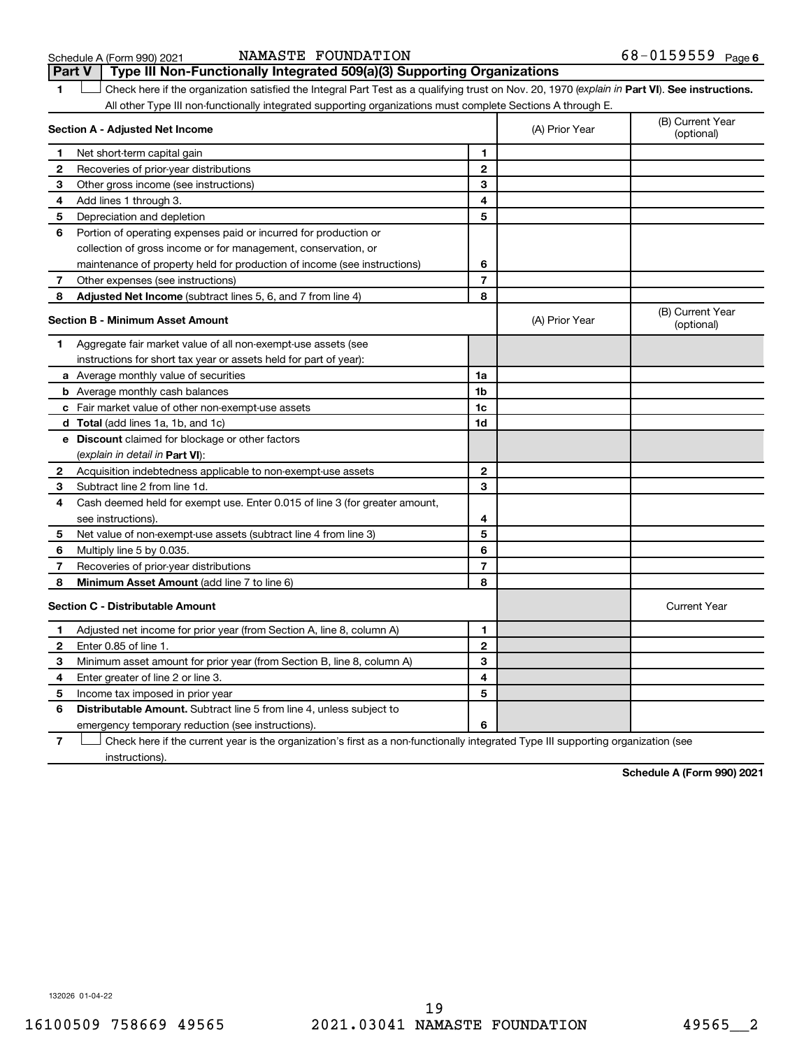Schedule A (Form 990) 2021 NAMASTE FOUNDATION 68-0159559 Page 6

## Part V Type III Non-Functionally Integrated 509(a)(3) Supporting Organizations

1 ☐ Check here if the organization satisfied the Integral Part Test as a qualifying trust on Nov. 20, 1970 (*explain in* **Part VI**). **See instructions.** All other Type III non-functionally integrated supporting organizations must complete Sections A through E.

| **Section A - Adjusted Net Income** | | (A) Prior Year | (B) Current Year (optional) |
|---|---|---|---|
| **1** Net short-term capital gain | **1** | | |
| **2** Recoveries of prior-year distributions | **2** | | |
| **3** Other gross income (see instructions) | **3** | | |
| **4** Add lines 1 through 3. | **4** | | |
| **5** Depreciation and depletion | **5** | | |
| **6** Portion of operating expenses paid or incurred for production or collection of gross income or for management, conservation, or maintenance of property held for production of income (see instructions) | **6** | | |
| **7** Other expenses (see instructions) | **7** | | |
| **8** **Adjusted Net Income** (subtract lines 5, 6, and 7 from line 4) | **8** | | |

| **Section B - Minimum Asset Amount** | | (A) Prior Year | (B) Current Year (optional) |
|---|---|---|---|
| **1** Aggregate fair market value of all non-exempt-use assets (see instructions for short tax year or assets held for part of year): | | | |
| **a** Average monthly value of securities | **1a** | | |
| **b** Average monthly cash balances | **1b** | | |
| **c** Fair market value of other non-exempt-use assets | **1c** | | |
| **d** **Total** (add lines 1a, 1b, and 1c) | **1d** | | |
| **e** **Discount** claimed for blockage or other factors (*explain in detail in* **Part VI**): | | | |
| **2** Acquisition indebtedness applicable to non-exempt-use assets | **2** | | |
| **3** Subtract line 2 from line 1d. | **3** | | |
| **4** Cash deemed held for exempt use. Enter 0.015 of line 3 (for greater amount, see instructions). | **4** | | |
| **5** Net value of non-exempt-use assets (subtract line 4 from line 3) | **5** | | |
| **6** Multiply line 5 by 0.035. | **6** | | |
| **7** Recoveries of prior-year distributions | **7** | | |
| **8** **Minimum Asset Amount** (add line 7 to line 6) | **8** | | |

| **Section C - Distributable Amount** | | | Current Year |
|---|---|---|---|
| **1** Adjusted net income for prior year (from Section A, line 8, column A) | **1** | | |
| **2** Enter 0.85 of line 1. | **2** | | |
| **3** Minimum asset amount for prior year (from Section B, line 8, column A) | **3** | | |
| **4** Enter greater of line 2 or line 3. | **4** | | |
| **5** Income tax imposed in prior year | **5** | | |
| **6** **Distributable Amount.** Subtract line 5 from line 4, unless subject to emergency temporary reduction (see instructions). | **6** | | |

7 ☐ Check here if the current year is the organization's first as a non-functionally integrated Type III supporting organization (see instructions).

**Schedule A (Form 990) 2021**

132026 01-04-22

16100509 758669 49565 2021.03041 NAMASTE FOUNDATION 49565__2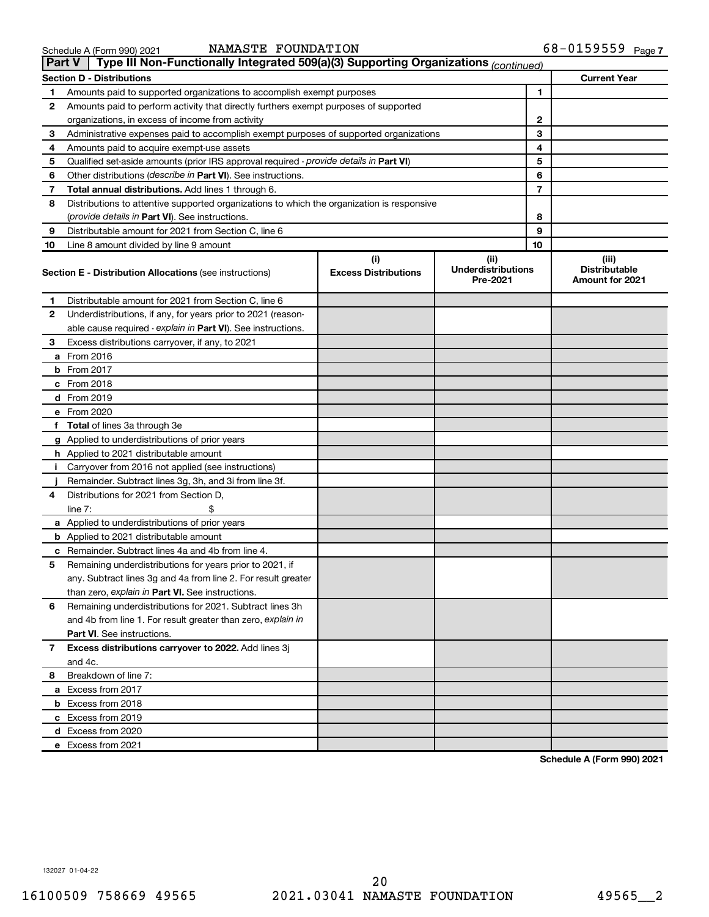Schedule A (Form 990) 2021 NAMASTE FOUNDATION 68-0159559 Page 7

## Part V Type III Non-Functionally Integrated 509(a)(3) Supporting Organizations *(continued)*

| Section D - Distributions | | Current Year |
|---|---|---|
| **1** Amounts paid to supported organizations to accomplish exempt purposes | 1 | |
| **2** Amounts paid to perform activity that directly furthers exempt purposes of supported organizations, in excess of income from activity | 2 | |
| **3** Administrative expenses paid to accomplish exempt purposes of supported organizations | 3 | |
| **4** Amounts paid to acquire exempt-use assets | 4 | |
| **5** Qualified set-aside amounts (prior IRS approval required - *provide details in* **Part VI**) | 5 | |
| **6** Other distributions (*describe in* **Part VI**). See instructions. | 6 | |
| **7** **Total annual distributions.** Add lines 1 through 6. | 7 | |
| **8** Distributions to attentive supported organizations to which the organization is responsive (*provide details in* **Part VI**). See instructions. | 8 | |
| **9** Distributable amount for 2021 from Section C, line 6 | 9 | |
| **10** Line 8 amount divided by line 9 amount | 10 | |

| **Section E - Distribution Allocations** (see instructions) | (i) Excess Distributions | (ii) Underdistributions Pre-2021 | (iii) Distributable Amount for 2021 |
|---|---|---|---|
| **1** Distributable amount for 2021 from Section C, line 6 | | | |
| **2** Underdistributions, if any, for years prior to 2021 (reasonable cause required - *explain in* **Part VI**). See instructions. | | | |
| **3** Excess distributions carryover, if any, to 2021 | | | |
| **a** From 2016 | | | |
| **b** From 2017 | | | |
| **c** From 2018 | | | |
| **d** From 2019 | | | |
| **e** From 2020 | | | |
| **f** **Total** of lines 3a through 3e | | | |
| **g** Applied to underdistributions of prior years | | | |
| **h** Applied to 2021 distributable amount | | | |
| **i** Carryover from 2016 not applied (see instructions) | | | |
| **j** Remainder. Subtract lines 3g, 3h, and 3i from line 3f. | | | |
| **4** Distributions for 2021 from Section D, line 7: $ | | | |
| **a** Applied to underdistributions of prior years | | | |
| **b** Applied to 2021 distributable amount | | | |
| **c** Remainder. Subtract lines 4a and 4b from line 4. | | | |
| **5** Remaining underdistributions for years prior to 2021, if any. Subtract lines 3g and 4a from line 2. For result greater than zero, *explain in* **Part VI.** See instructions. | | | |
| **6** Remaining underdistributions for 2021. Subtract lines 3h and 4b from line 1. For result greater than zero, *explain in* **Part VI**. See instructions. | | | |
| **7** **Excess distributions carryover to 2022.** Add lines 3j and 4c. | | | |
| **8** Breakdown of line 7: | | | |
| **a** Excess from 2017 | | | |
| **b** Excess from 2018 | | | |
| **c** Excess from 2019 | | | |
| **d** Excess from 2020 | | | |
| **e** Excess from 2021 | | | |

**Schedule A (Form 990) 2021**

132027 01-04-22

16100509 758669 49565 2021.03041 NAMASTE FOUNDATION 49565__2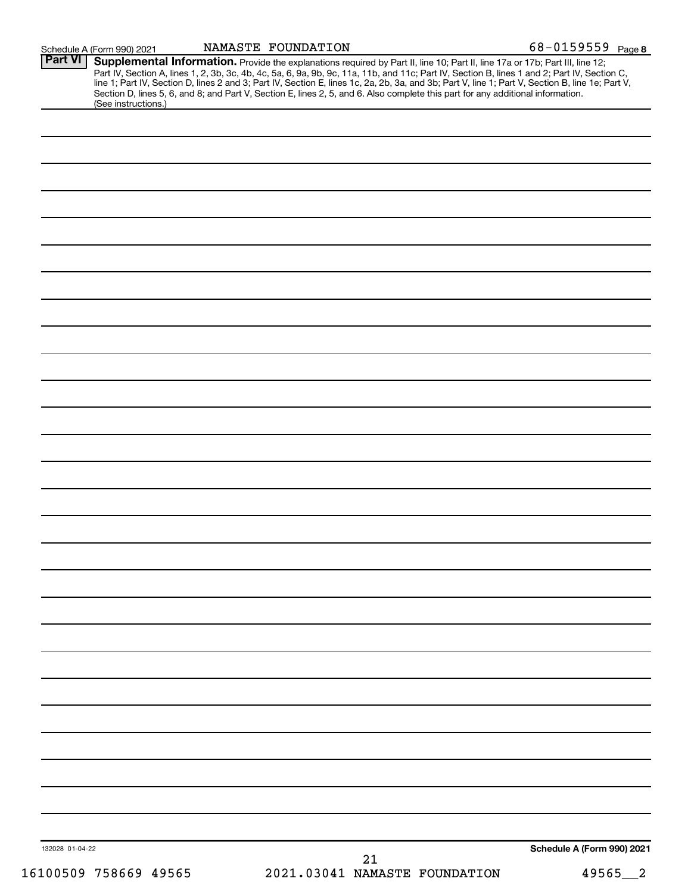Schedule A (Form 990) 2021 NAMASTE FOUNDATION 68-0159559 Page **8**

## Part VI Supplemental Information.

Provide the explanations required by Part II, line 10; Part II, line 17a or 17b; Part III, line 12; Part IV, Section A, lines 1, 2, 3b, 3c, 4b, 4c, 5a, 6, 9a, 9b, 9c, 11a, 11b, and 11c; Part IV, Section B, lines 1 and 2; Part IV, Section C, line 1; Part IV, Section D, lines 2 and 3; Part IV, Section E, lines 1c, 2a, 2b, 3a, and 3b; Part V, line 1; Part V, Section B, line 1e; Part V, Section D, lines 5, 6, and 8; and Part V, Section E, lines 2, 5, and 6. Also complete this part for any additional information. (See instructions.)

132028 01-04-22 **Schedule A (Form 990) 2021**

16100509 758669 49565 2021.03041 NAMASTE FOUNDATION 49565__2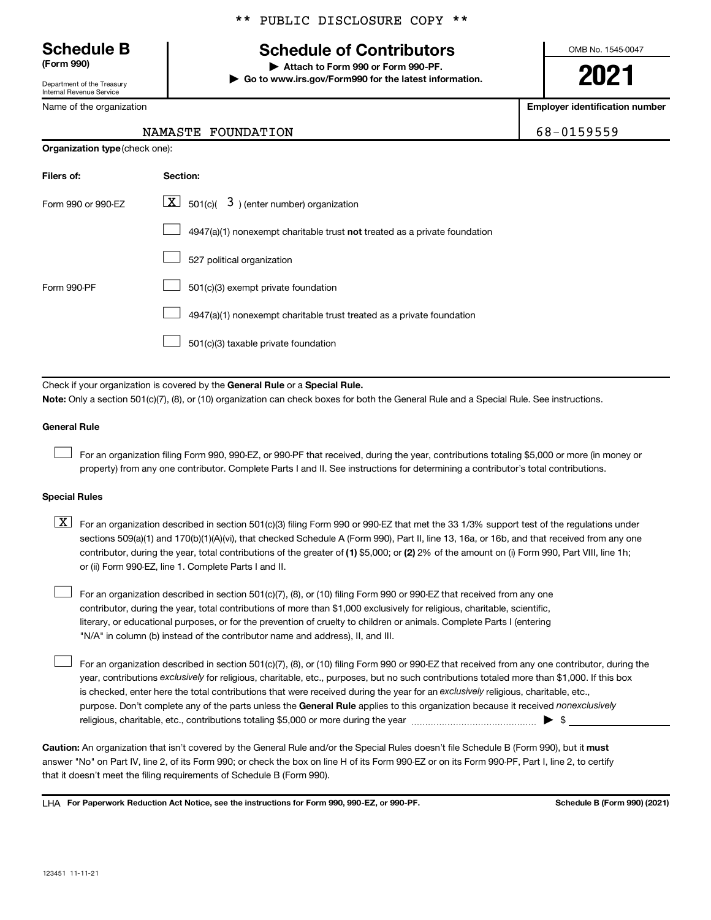\*\* PUBLIC DISCLOSURE COPY \*\*

# Schedule B
**(Form 990)**

Department of the Treasury
Internal Revenue Service

## Schedule of Contributors

▶ **Attach to Form 990 or Form 990-PF.**
▶ **Go to www.irs.gov/Form990 for the latest information.**

OMB No. 1545-0047

**2021**

| Name of the organization | Employer identification number |
|---|---|
| NAMASTE FOUNDATION | 68-0159559 |

**Organization type** (check one):

| Filers of: | Section: |
|---|---|
| Form 990 or 990-EZ | [X] 501(c)( 3 ) (enter number) organization |
| | [ ] 4947(a)(1) nonexempt charitable trust **not** treated as a private foundation |
| | [ ] 527 political organization |
| Form 990-PF | [ ] 501(c)(3) exempt private foundation |
| | [ ] 4947(a)(1) nonexempt charitable trust treated as a private foundation |
| | [ ] 501(c)(3) taxable private foundation |

Check if your organization is covered by the **General Rule** or a **Special Rule.**

**Note:** Only a section 501(c)(7), (8), or (10) organization can check boxes for both the General Rule and a Special Rule. See instructions.

**General Rule**

[ ] For an organization filing Form 990, 990-EZ, or 990-PF that received, during the year, contributions totaling $5,000 or more (in money or property) from any one contributor. Complete Parts I and II. See instructions for determining a contributor's total contributions.

**Special Rules**

[X] For an organization described in section 501(c)(3) filing Form 990 or 990-EZ that met the 33 1/3% support test of the regulations under sections 509(a)(1) and 170(b)(1)(A)(vi), that checked Schedule A (Form 990), Part II, line 13, 16a, or 16b, and that received from any one contributor, during the year, total contributions of the greater of **(1)** $5,000; or **(2)** 2% of the amount on (i) Form 990, Part VIII, line 1h; or (ii) Form 990-EZ, line 1. Complete Parts I and II.

[ ] For an organization described in section 501(c)(7), (8), or (10) filing Form 990 or 990-EZ that received from any one contributor, during the year, total contributions of more than $1,000 exclusively for religious, charitable, scientific, literary, or educational purposes, or for the prevention of cruelty to children or animals. Complete Parts I (entering "N/A" in column (b) instead of the contributor name and address), II, and III.

[ ] For an organization described in section 501(c)(7), (8), or (10) filing Form 990 or 990-EZ that received from any one contributor, during the year, contributions *exclusively* for religious, charitable, etc., purposes, but no such contributions totaled more than $1,000. If this box is checked, enter here the total contributions that were received during the year for an *exclusively* religious, charitable, etc., purpose. Don't complete any of the parts unless the **General Rule** applies to this organization because it received *nonexclusively* religious, charitable, etc., contributions totaling $5,000 or more during the year ▶ $ ____________

**Caution:** An organization that isn't covered by the General Rule and/or the Special Rules doesn't file Schedule B (Form 990), but it **must** answer "No" on Part IV, line 2, of its Form 990; or check the box on line H of its Form 990-EZ or on its Form 990-PF, Part I, line 2, to certify that it doesn't meet the filing requirements of Schedule B (Form 990).

LHA **For Paperwork Reduction Act Notice, see the instructions for Form 990, 990-EZ, or 990-PF.** **Schedule B (Form 990) (2021)**

123451 11-11-21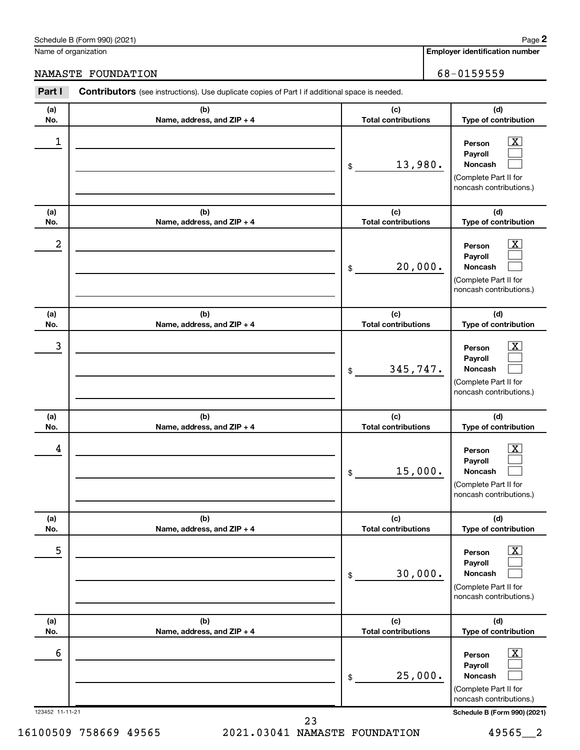Schedule B (Form 990) (2021)

Name of organization: NAMASTE FOUNDATION

Employer identification number: 68-0159559

## Part I Contributors

(see instructions). Use duplicate copies of Part I if additional space is needed.

| (a) No. | (b) Name, address, and ZIP + 4 | (c) Total contributions | (d) Type of contribution |
|---|---|---|---|
| 1 | | $ 13,980. | Person [X] Payroll [ ] Noncash [ ] (Complete Part II for noncash contributions.) |
| 2 | | $ 20,000. | Person [X] Payroll [ ] Noncash [ ] (Complete Part II for noncash contributions.) |
| 3 | | $ 345,747. | Person [X] Payroll [ ] Noncash [ ] (Complete Part II for noncash contributions.) |
| 4 | | $ 15,000. | Person [X] Payroll [ ] Noncash [ ] (Complete Part II for noncash contributions.) |
| 5 | | $ 30,000. | Person [X] Payroll [ ] Noncash [ ] (Complete Part II for noncash contributions.) |
| 6 | | $ 25,000. | Person [X] Payroll [ ] Noncash [ ] (Complete Part II for noncash contributions.) |

123452 11-11-21

Schedule B (Form 990) (2021)

16100509 758669 49565 2021.03041 NAMASTE FOUNDATION 49565__2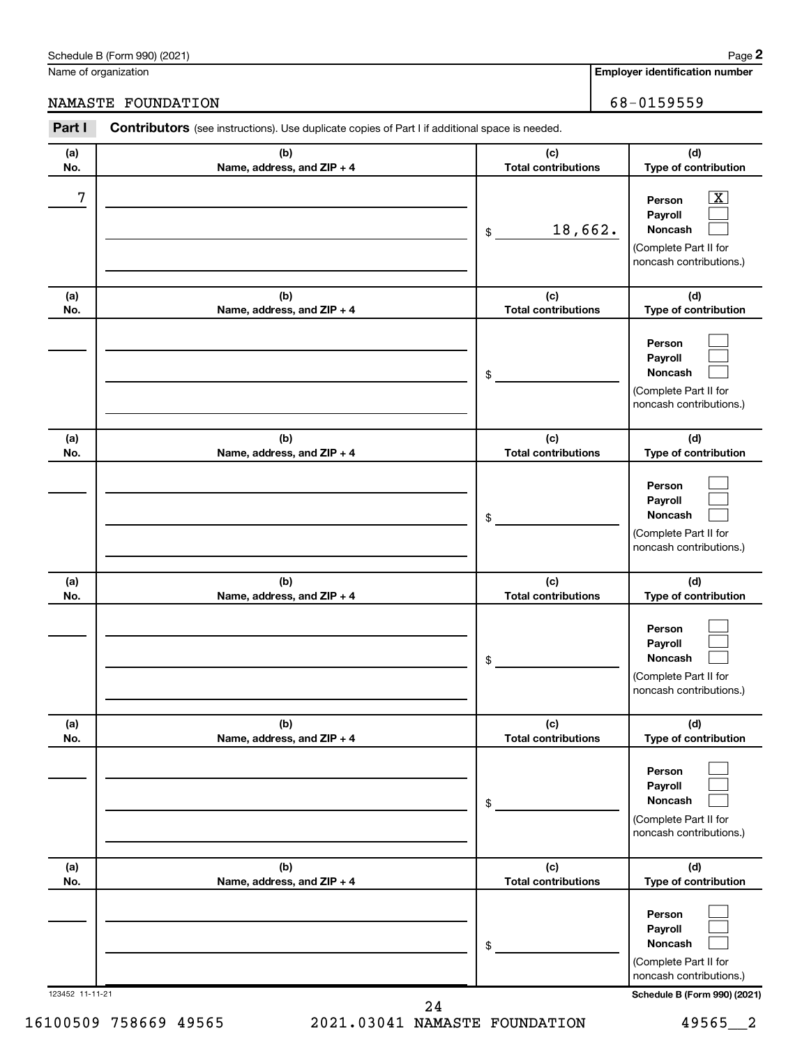Schedule B (Form 990) (2021)

Name of organization: NAMASTE FOUNDATION

Employer identification number: 68-0159559

**Part I** **Contributors** (see instructions). Use duplicate copies of Part I if additional space is needed.

| (a) No. | (b) Name, address, and ZIP + 4 | (c) Total contributions | (d) Type of contribution |
|---|---|---|---|
| 7 | | $ 18,662. | Person [X] Payroll [ ] Noncash [ ] (Complete Part II for noncash contributions.) |
| | | $ | Person [ ] Payroll [ ] Noncash [ ] (Complete Part II for noncash contributions.) |
| | | $ | Person [ ] Payroll [ ] Noncash [ ] (Complete Part II for noncash contributions.) |
| | | $ | Person [ ] Payroll [ ] Noncash [ ] (Complete Part II for noncash contributions.) |
| | | $ | Person [ ] Payroll [ ] Noncash [ ] (Complete Part II for noncash contributions.) |
| | | $ | Person [ ] Payroll [ ] Noncash [ ] (Complete Part II for noncash contributions.) |

123452 11-11-21

Schedule B (Form 990) (2021)

16100509 758669 49565 2021.03041 NAMASTE FOUNDATION 49565__2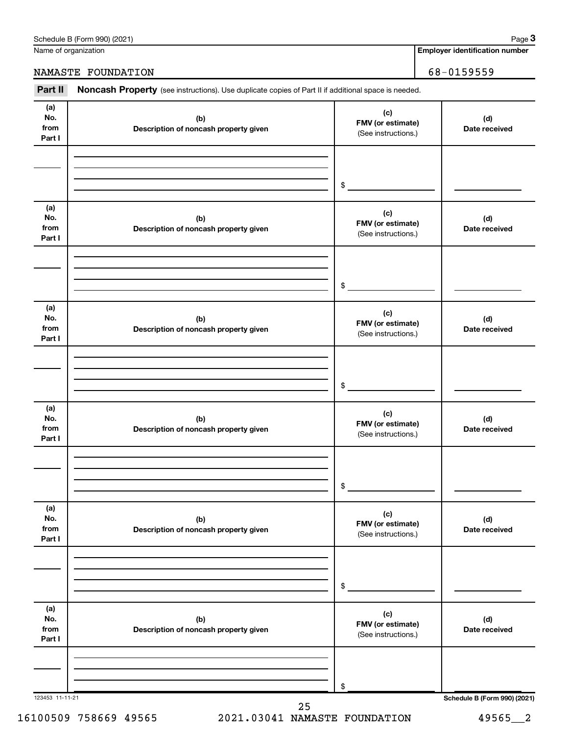Name of organization

NAMASTE FOUNDATION

**Employer identification number**

68-0159559

**Part II** **Noncash Property** (see instructions). Use duplicate copies of Part II if additional space is needed.

| (a) No. from Part I | (b) Description of noncash property given | (c) FMV (or estimate) (See instructions.) | (d) Date received |
|---|---|---|---|
| | | $ | |

| (a) No. from Part I | (b) Description of noncash property given | (c) FMV (or estimate) (See instructions.) | (d) Date received |
|---|---|---|---|
| | | $ | |

| (a) No. from Part I | (b) Description of noncash property given | (c) FMV (or estimate) (See instructions.) | (d) Date received |
|---|---|---|---|
| | | $ | |

| (a) No. from Part I | (b) Description of noncash property given | (c) FMV (or estimate) (See instructions.) | (d) Date received |
|---|---|---|---|
| | | $ | |

| (a) No. from Part I | (b) Description of noncash property given | (c) FMV (or estimate) (See instructions.) | (d) Date received |
|---|---|---|---|
| | | $ | |

| (a) No. from Part I | (b) Description of noncash property given | (c) FMV (or estimate) (See instructions.) | (d) Date received |
|---|---|---|---|
| | | $ | |

123453 11-11-21

**Schedule B (Form 990) (2021)**

16100509 758669 49565 2021.03041 NAMASTE FOUNDATION 49565__2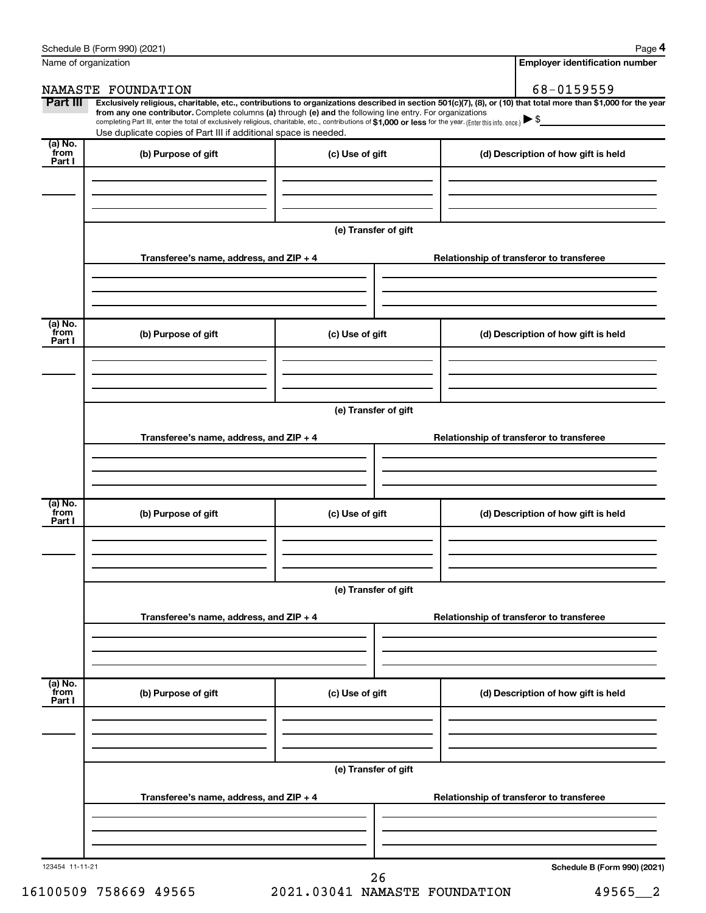Name of organization

NAMASTE FOUNDATION

**Employer identification number**

68-0159559

**Part III** **Exclusively religious, charitable, etc., contributions to organizations described in section 501(c)(7), (8), or (10) that total more than $1,000 for the year from any one contributor.** Complete columns **(a)** through **(e) and** the following line entry. For organizations completing Part III, enter the total of exclusively religious, charitable, etc., contributions of **$1,000 or less** for the year. (Enter this info. once.) ▶ $

Use duplicate copies of Part III if additional space is needed.

| (a) No. from Part I | (b) Purpose of gift | (c) Use of gift | (d) Description of how gift is held |
|---|---|---|---|
| | | | |

**(e) Transfer of gift**

| Transferee's name, address, and ZIP + 4 | Relationship of transferor to transferee |
|---|---|
| | |

| (a) No. from Part I | (b) Purpose of gift | (c) Use of gift | (d) Description of how gift is held |
|---|---|---|---|
| | | | |

**(e) Transfer of gift**

| Transferee's name, address, and ZIP + 4 | Relationship of transferor to transferee |
|---|---|
| | |

| (a) No. from Part I | (b) Purpose of gift | (c) Use of gift | (d) Description of how gift is held |
|---|---|---|---|
| | | | |

**(e) Transfer of gift**

| Transferee's name, address, and ZIP + 4 | Relationship of transferor to transferee |
|---|---|
| | |

| (a) No. from Part I | (b) Purpose of gift | (c) Use of gift | (d) Description of how gift is held |
|---|---|---|---|
| | | | |

**(e) Transfer of gift**

| Transferee's name, address, and ZIP + 4 | Relationship of transferor to transferee |
|---|---|
| | |

123454 11-11-21

16100509 758669 49565 2021.03041 NAMASTE FOUNDATION 49565__2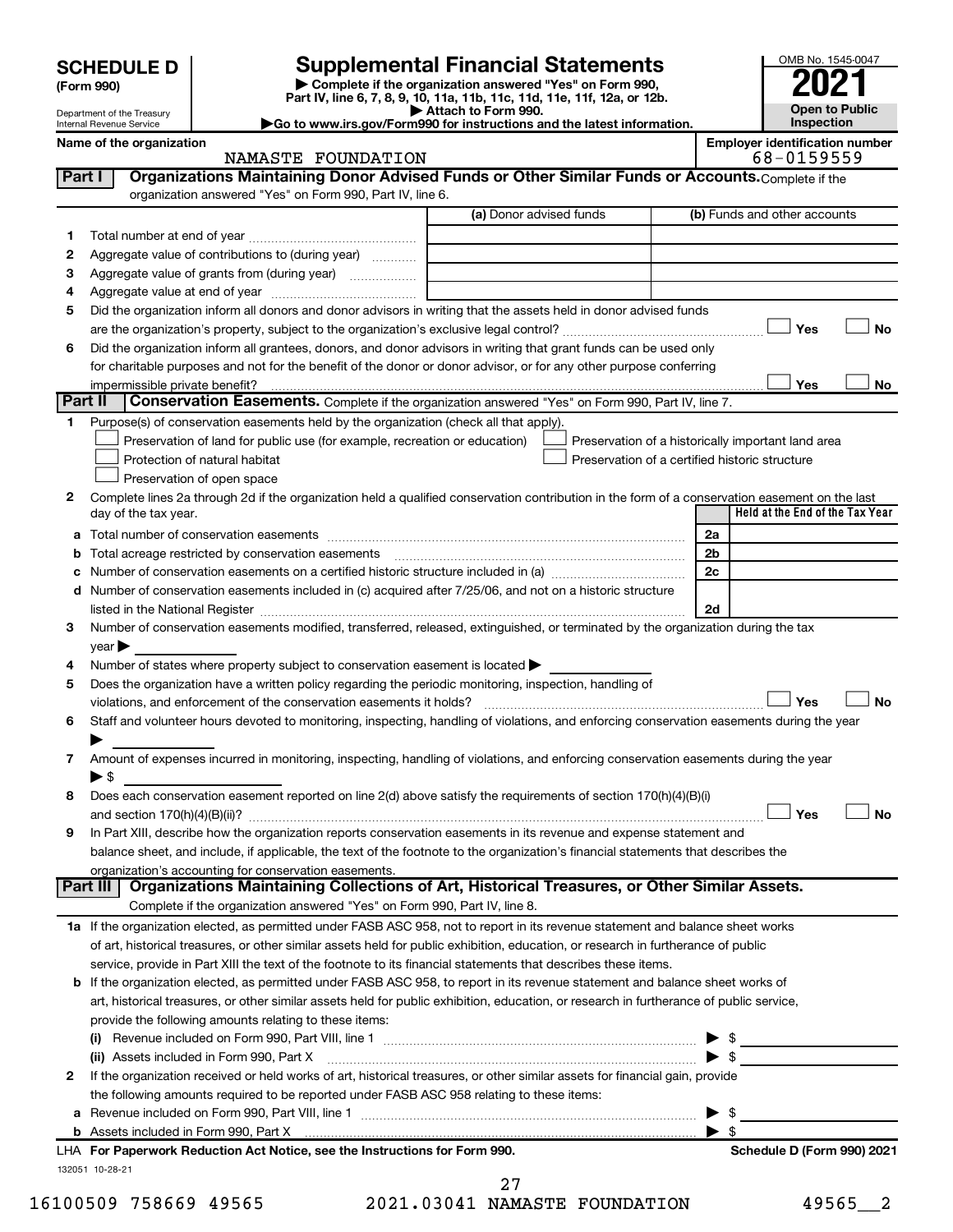# SCHEDULE D (Form 990)

Department of the Treasury
Internal Revenue Service

## Supplemental Financial Statements

▶ Complete if the organization answered "Yes" on Form 990, Part IV, line 6, 7, 8, 9, 10, 11a, 11b, 11c, 11d, 11e, 11f, 12a, or 12b.
▶ Attach to Form 990.
▶Go to www.irs.gov/Form990 for instructions and the latest information.

OMB No. 1545-0047
**2021**
**Open to Public Inspection**

**Name of the organization:** NAMASTE FOUNDATION
**Employer identification number:** 68-0159559

### Part I — Organizations Maintaining Donor Advised Funds or Other Similar Funds or Accounts.
Complete if the organization answered "Yes" on Form 990, Part IV, line 6.

| | | (a) Donor advised funds | (b) Funds and other accounts |
|---|---|---|---|
| 1 | Total number at end of year | | |
| 2 | Aggregate value of contributions to (during year) | | |
| 3 | Aggregate value of grants from (during year) | | |
| 4 | Aggregate value at end of year | | |

5 Did the organization inform all donors and donor advisors in writing that the assets held in donor advised funds are the organization's property, subject to the organization's exclusive legal control? ☐ Yes ☐ No

6 Did the organization inform all grantees, donors, and donor advisors in writing that grant funds can be used only for charitable purposes and not for the benefit of the donor or donor advisor, or for any other purpose conferring impermissible private benefit? ☐ Yes ☐ No

### Part II — Conservation Easements.
Complete if the organization answered "Yes" on Form 990, Part IV, line 7.

1 Purpose(s) of conservation easements held by the organization (check all that apply).

- ☐ Preservation of land for public use (for example, recreation or education)
- ☐ Preservation of a historically important land area
- ☐ Protection of natural habitat
- ☐ Preservation of a certified historic structure
- ☐ Preservation of open space

2 Complete lines 2a through 2d if the organization held a qualified conservation contribution in the form of a conservation easement on the last day of the tax year.

| | | | Held at the End of the Tax Year |
|---|---|---|---|
| a | Total number of conservation easements | 2a | |
| b | Total acreage restricted by conservation easements | 2b | |
| c | Number of conservation easements on a certified historic structure included in (a) | 2c | |
| d | Number of conservation easements included in (c) acquired after 7/25/06, and not on a historic structure listed in the National Register | 2d | |

3 Number of conservation easements modified, transferred, released, extinguished, or terminated by the organization during the tax year ▶

4 Number of states where property subject to conservation easement is located ▶

5 Does the organization have a written policy regarding the periodic monitoring, inspection, handling of violations, and enforcement of the conservation easements it holds? ☐ Yes ☐ No

6 Staff and volunteer hours devoted to monitoring, inspecting, handling of violations, and enforcing conservation easements during the year ▶

7 Amount of expenses incurred in monitoring, inspecting, handling of violations, and enforcing conservation easements during the year ▶ $

8 Does each conservation easement reported on line 2(d) above satisfy the requirements of section 170(h)(4)(B)(i) and section 170(h)(4)(B)(ii)? ☐ Yes ☐ No

9 In Part XIII, describe how the organization reports conservation easements in its revenue and expense statement and balance sheet, and include, if applicable, the text of the footnote to the organization's financial statements that describes the organization's accounting for conservation easements.

### Part III — Organizations Maintaining Collections of Art, Historical Treasures, or Other Similar Assets.
Complete if the organization answered "Yes" on Form 990, Part IV, line 8.

1a If the organization elected, as permitted under FASB ASC 958, not to report in its revenue statement and balance sheet works of art, historical treasures, or other similar assets held for public exhibition, education, or research in furtherance of public service, provide in Part XIII the text of the footnote to its financial statements that describes these items.

b If the organization elected, as permitted under FASB ASC 958, to report in its revenue statement and balance sheet works of art, historical treasures, or other similar assets held for public exhibition, education, or research in furtherance of public service, provide the following amounts relating to these items:

(i) Revenue included on Form 990, Part VIII, line 1 ▶ $

(ii) Assets included in Form 990, Part X ▶ $

2 If the organization received or held works of art, historical treasures, or other similar assets for financial gain, provide the following amounts required to be reported under FASB ASC 958 relating to these items:

a Revenue included on Form 990, Part VIII, line 1 ▶ $

b Assets included in Form 990, Part X ▶ $

LHA For Paperwork Reduction Act Notice, see the Instructions for Form 990. Schedule D (Form 990) 2021

132051 10-28-21

16100509 758669 49565 2021.03041 NAMASTE FOUNDATION 49565__2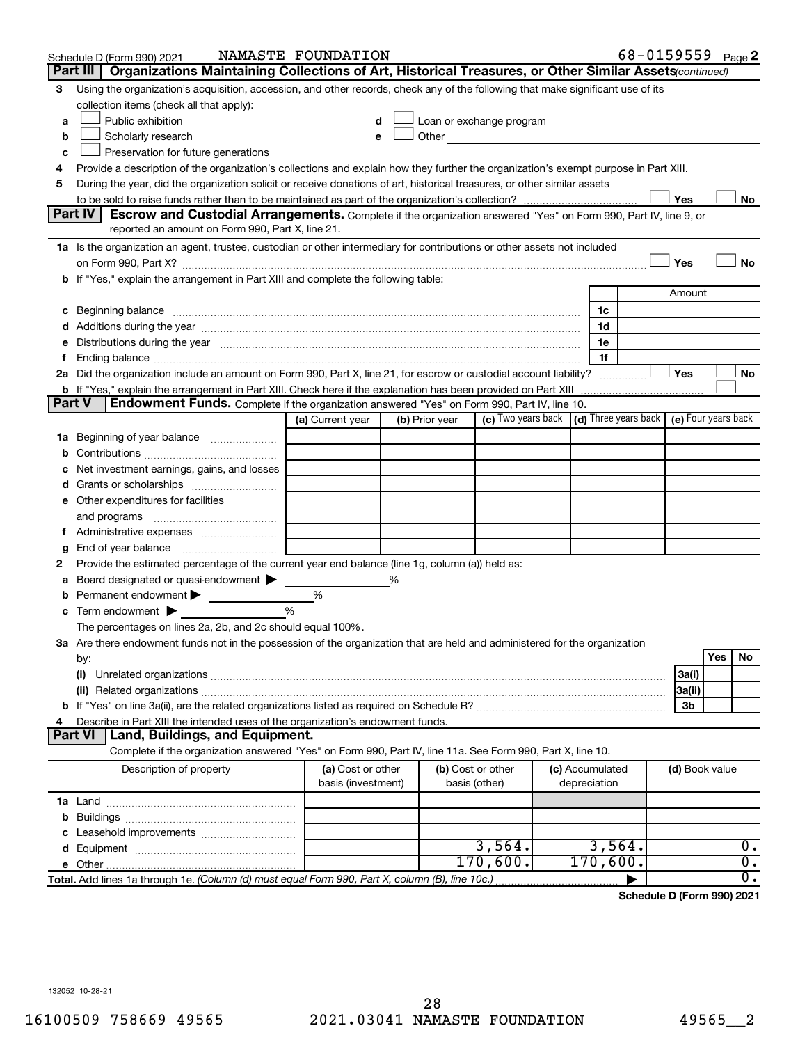Schedule D (Form 990) 2021 NAMASTE FOUNDATION 68-0159559 Page **2**

## Part III Organizations Maintaining Collections of Art, Historical Treasures, or Other Similar Assets *(continued)*

**3** Using the organization's acquisition, accession, and other records, check any of the following that make significant use of its collection items (check all that apply):

- **a** ☐ Public exhibition
- **b** ☐ Scholarly research
- **c** ☐ Preservation for future generations
- **d** ☐ Loan or exchange program
- **e** ☐ Other

**4** Provide a description of the organization's collections and explain how they further the organization's exempt purpose in Part XIII.

**5** During the year, did the organization solicit or receive donations of art, historical treasures, or other similar assets to be sold to raise funds rather than to be maintained as part of the organization's collection? ☐ Yes ☐ No

## Part IV Escrow and Custodial Arrangements.

Complete if the organization answered "Yes" on Form 990, Part IV, line 9, or reported an amount on Form 990, Part X, line 21.

**1a** Is the organization an agent, trustee, custodian or other intermediary for contributions or other assets not included on Form 990, Part X? ☐ Yes ☐ No

**b** If "Yes," explain the arrangement in Part XIII and complete the following table:

| | | Amount |
|---|---|---|
| **c** Beginning balance | 1c | |
| **d** Additions during the year | 1d | |
| **e** Distributions during the year | 1e | |
| **f** Ending balance | 1f | |

**2a** Did the organization include an amount on Form 990, Part X, line 21, for escrow or custodial account liability? ☐ Yes ☐ No

**b** If "Yes," explain the arrangement in Part XIII. Check here if the explanation has been provided on Part XIII ☐

## Part V Endowment Funds.

Complete if the organization answered "Yes" on Form 990, Part IV, line 10.

| | (a) Current year | (b) Prior year | (c) Two years back | (d) Three years back | (e) Four years back |
|---|---|---|---|---|---|
| **1a** Beginning of year balance | | | | | |
| **b** Contributions | | | | | |
| **c** Net investment earnings, gains, and losses | | | | | |
| **d** Grants or scholarships | | | | | |
| **e** Other expenditures for facilities and programs | | | | | |
| **f** Administrative expenses | | | | | |
| **g** End of year balance | | | | | |

**2** Provide the estimated percentage of the current year end balance (line 1g, column (a)) held as:

- **a** Board designated or quasi-endowment ▶ %
- **b** Permanent endowment ▶ %
- **c** Term endowment ▶ %

The percentages on lines 2a, 2b, and 2c should equal 100%.

**3a** Are there endowment funds not in the possession of the organization that are held and administered for the organization by:

| | | Yes | No |
|---|---|---|---|
| **(i)** Unrelated organizations | 3a(i) | | |
| **(ii)** Related organizations | 3a(ii) | | |
| **b** If "Yes" on line 3a(ii), are the related organizations listed as required on Schedule R? | 3b | | |

**4** Describe in Part XIII the intended uses of the organization's endowment funds.

## Part VI Land, Buildings, and Equipment.

Complete if the organization answered "Yes" on Form 990, Part IV, line 11a. See Form 990, Part X, line 10.

| Description of property | (a) Cost or other basis (investment) | (b) Cost or other basis (other) | (c) Accumulated depreciation | (d) Book value |
|---|---|---|---|---|
| **1a** Land | | | | |
| **b** Buildings | | | | |
| **c** Leasehold improvements | | | | |
| **d** Equipment | | 3,564. | 3,564. | 0. |
| **e** Other | | 170,600. | 170,600. | 0. |
| **Total.** Add lines 1a through 1e. *(Column (d) must equal Form 990, Part X, column (B), line 10c.)* | | | ▶ | 0. |

**Schedule D (Form 990) 2021**

132052 10-28-21

16100509 758669 49565 2021.03041 NAMASTE FOUNDATION 49565__2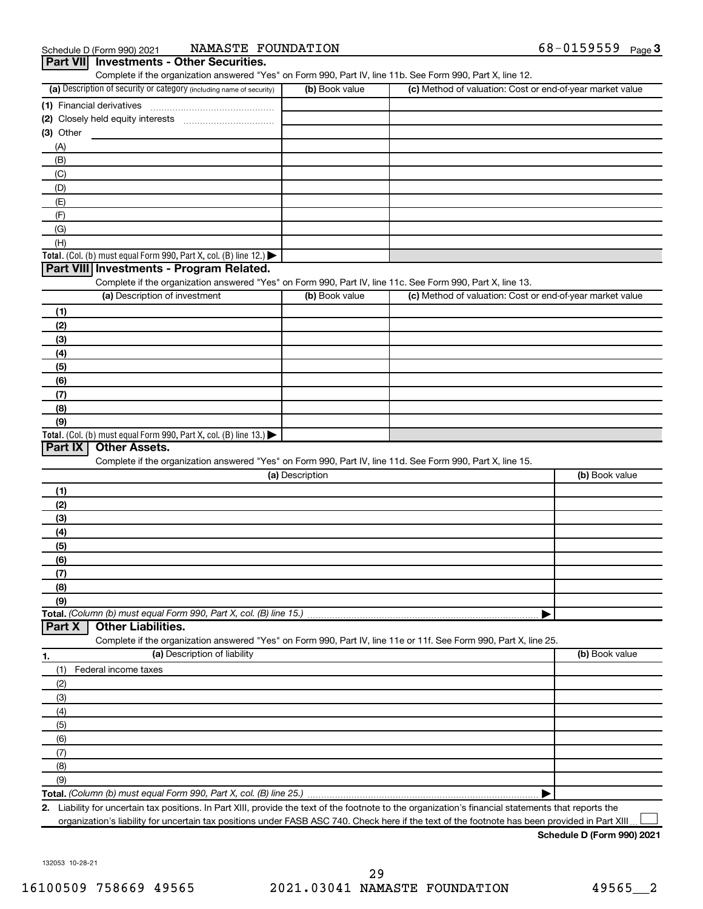Schedule D (Form 990) 2021 NAMASTE FOUNDATION 68-0159559 Page 3

## Part VII Investments - Other Securities.

Complete if the organization answered "Yes" on Form 990, Part IV, line 11b. See Form 990, Part X, line 12.

| (a) Description of security or category (including name of security) | (b) Book value | (c) Method of valuation: Cost or end-of-year market value |
|---|---|---|
| (1) Financial derivatives | | |
| (2) Closely held equity interests | | |
| (3) Other | | |
| (A) | | |
| (B) | | |
| (C) | | |
| (D) | | |
| (E) | | |
| (F) | | |
| (G) | | |
| (H) | | |
| **Total.** (Col. (b) must equal Form 990, Part X, col. (B) line 12.) ▶ | | |

## Part VIII Investments - Program Related.

Complete if the organization answered "Yes" on Form 990, Part IV, line 11c. See Form 990, Part X, line 13.

| (a) Description of investment | (b) Book value | (c) Method of valuation: Cost or end-of-year market value |
|---|---|---|
| (1) | | |
| (2) | | |
| (3) | | |
| (4) | | |
| (5) | | |
| (6) | | |
| (7) | | |
| (8) | | |
| (9) | | |
| **Total.** (Col. (b) must equal Form 990, Part X, col. (B) line 13.) ▶ | | |

## Part IX Other Assets.

Complete if the organization answered "Yes" on Form 990, Part IV, line 11d. See Form 990, Part X, line 15.

| (a) Description | (b) Book value |
|---|---|
| (1) | |
| (2) | |
| (3) | |
| (4) | |
| (5) | |
| (6) | |
| (7) | |
| (8) | |
| (9) | |
| **Total.** *(Column (b) must equal Form 990, Part X, col. (B) line 15.)* ▶ | |

## Part X Other Liabilities.

Complete if the organization answered "Yes" on Form 990, Part IV, line 11e or 11f. See Form 990, Part X, line 25.

| 1. (a) Description of liability | (b) Book value |
|---|---|
| (1) Federal income taxes | |
| (2) | |
| (3) | |
| (4) | |
| (5) | |
| (6) | |
| (7) | |
| (8) | |
| (9) | |
| **Total.** *(Column (b) must equal Form 990, Part X, col. (B) line 25.)* ▶ | |

**2.** Liability for uncertain tax positions. In Part XIII, provide the text of the footnote to the organization's financial statements that reports the organization's liability for uncertain tax positions under FASB ASC 740. Check here if the text of the footnote has been provided in Part XIII ☐

**Schedule D (Form 990) 2021**

132053 10-28-21

16100509 758669 49565 2021.03041 NAMASTE FOUNDATION 49565__2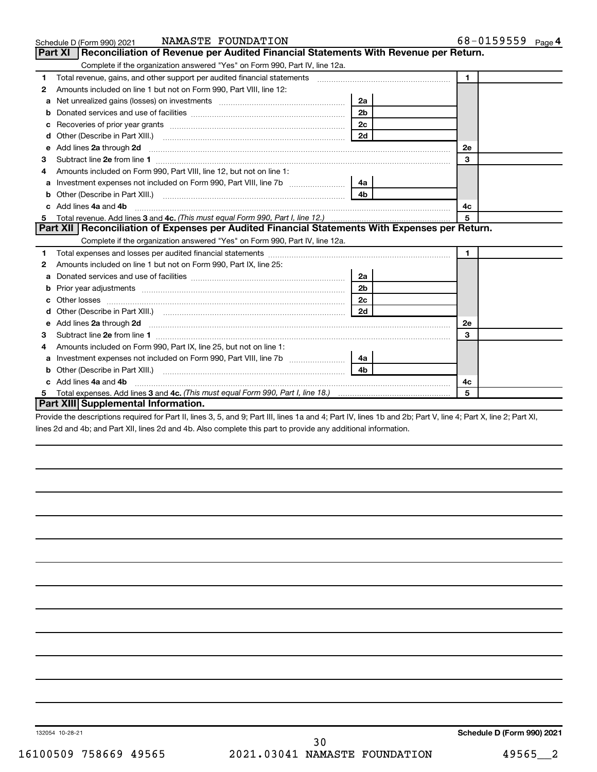Schedule D (Form 990) 2021 NAMASTE FOUNDATION 68-0159559 Page 4

## Part XI Reconciliation of Revenue per Audited Financial Statements With Revenue per Return.

Complete if the organization answered "Yes" on Form 990, Part IV, line 12a.

| | | | | | |
|---|---|---|---|---|---|
| 1 | Total revenue, gains, and other support per audited financial statements | | | 1 | |
| 2 | Amounts included on line 1 but not on Form 990, Part VIII, line 12: | | | | |
| a | Net unrealized gains (losses) on investments | 2a | | | |
| b | Donated services and use of facilities | 2b | | | |
| c | Recoveries of prior year grants | 2c | | | |
| d | Other (Describe in Part XIII.) | 2d | | | |
| e | Add lines **2a** through **2d** | | | 2e | |
| 3 | Subtract line **2e** from line **1** | | | 3 | |
| 4 | Amounts included on Form 990, Part VIII, line 12, but not on line 1: | | | | |
| a | Investment expenses not included on Form 990, Part VIII, line 7b | 4a | | | |
| b | Other (Describe in Part XIII.) | 4b | | | |
| c | Add lines **4a** and **4b** | | | 4c | |
| 5 | Total revenue. Add lines **3** and **4c.** *(This must equal Form 990, Part I, line 12.)* | | | 5 | |

## Part XII Reconciliation of Expenses per Audited Financial Statements With Expenses per Return.

Complete if the organization answered "Yes" on Form 990, Part IV, line 12a.

| | | | | | |
|---|---|---|---|---|---|
| 1 | Total expenses and losses per audited financial statements | | | 1 | |
| 2 | Amounts included on line 1 but not on Form 990, Part IX, line 25: | | | | |
| a | Donated services and use of facilities | 2a | | | |
| b | Prior year adjustments | 2b | | | |
| c | Other losses | 2c | | | |
| d | Other (Describe in Part XIII.) | 2d | | | |
| e | Add lines **2a** through **2d** | | | 2e | |
| 3 | Subtract line **2e** from line **1** | | | 3 | |
| 4 | Amounts included on Form 990, Part IX, line 25, but not on line 1: | | | | |
| a | Investment expenses not included on Form 990, Part VIII, line 7b | 4a | | | |
| b | Other (Describe in Part XIII.) | 4b | | | |
| c | Add lines **4a** and **4b** | | | 4c | |
| 5 | Total expenses. Add lines **3** and **4c.** *(This must equal Form 990, Part I, line 18.)* | | | 5 | |

## Part XIII Supplemental Information.

Provide the descriptions required for Part II, lines 3, 5, and 9; Part III, lines 1a and 4; Part IV, lines 1b and 2b; Part V, line 4; Part X, line 2; Part XI, lines 2d and 4b; and Part XII, lines 2d and 4b. Also complete this part to provide any additional information.

132054 10-28-21

**Schedule D (Form 990) 2021**

16100509 758669 49565 2021.03041 NAMASTE FOUNDATION 49565__2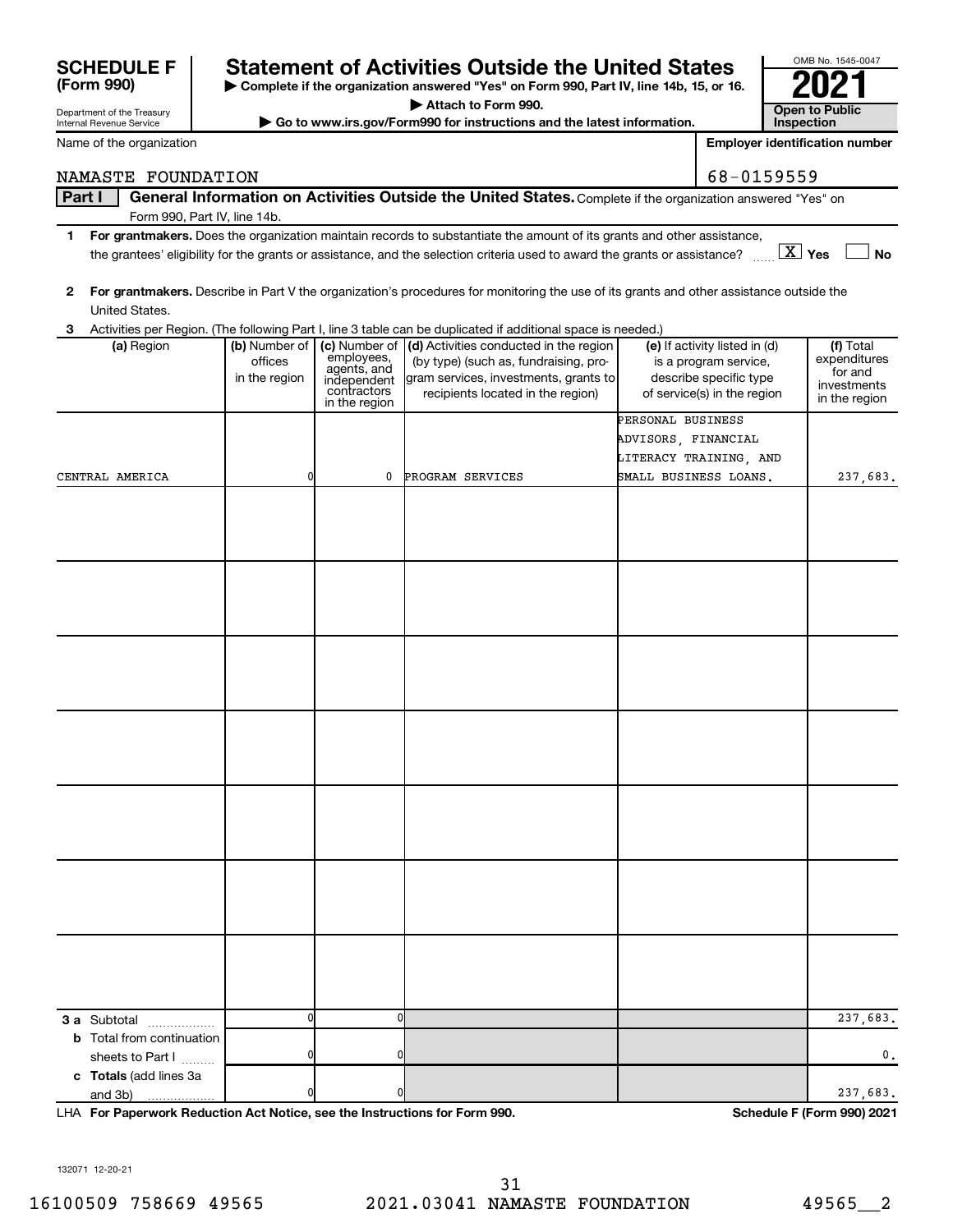**SCHEDULE F (Form 990)**

Department of the Treasury
Internal Revenue Service

# Statement of Activities Outside the United States

▶ Complete if the organization answered "Yes" on Form 990, Part IV, line 14b, 15, or 16.
▶ Attach to Form 990.
▶ Go to www.irs.gov/Form990 for instructions and the latest information.

OMB No. 1545-0047

**2021**

**Open to Public Inspection**

Name of the organization: NAMASTE FOUNDATION

Employer identification number: 68-0159559

**Part I** General Information on Activities Outside the United States. Complete if the organization answered "Yes" on Form 990, Part IV, line 14b.

**1** **For grantmakers.** Does the organization maintain records to substantiate the amount of its grants and other assistance, the grantees' eligibility for the grants or assistance, and the selection criteria used to award the grants or assistance? [X] Yes [ ] No

**2** **For grantmakers.** Describe in Part V the organization's procedures for monitoring the use of its grants and other assistance outside the United States.

**3** Activities per Region. (The following Part I, line 3 table can be duplicated if additional space is needed.)

| (a) Region | (b) Number of offices in the region | (c) Number of employees, agents, and independent contractors in the region | (d) Activities conducted in the region (by type) (such as, fundraising, program services, investments, grants to recipients located in the region) | (e) If activity listed in (d) is a program service, describe specific type of service(s) in the region | (f) Total expenditures for and investments in the region |
|---|---|---|---|---|---|
| CENTRAL AMERICA | 0 | 0 | PROGRAM SERVICES | PERSONAL BUSINESS ADVISORS, FINANCIAL LITERACY TRAINING, AND SMALL BUSINESS LOANS. | 237,683. |
| | | | | | |
| | | | | | |
| | | | | | |
| | | | | | |
| | | | | | |
| | | | | | |
| | | | | | |
| **3 a** Subtotal | 0 | 0 | | | 237,683. |
| **b** Total from continuation sheets to Part I | 0 | 0 | | | 0. |
| **c** **Totals** (add lines 3a and 3b) | 0 | 0 | | | 237,683. |

LHA **For Paperwork Reduction Act Notice, see the Instructions for Form 990.** **Schedule F (Form 990) 2021**

132071 12-20-21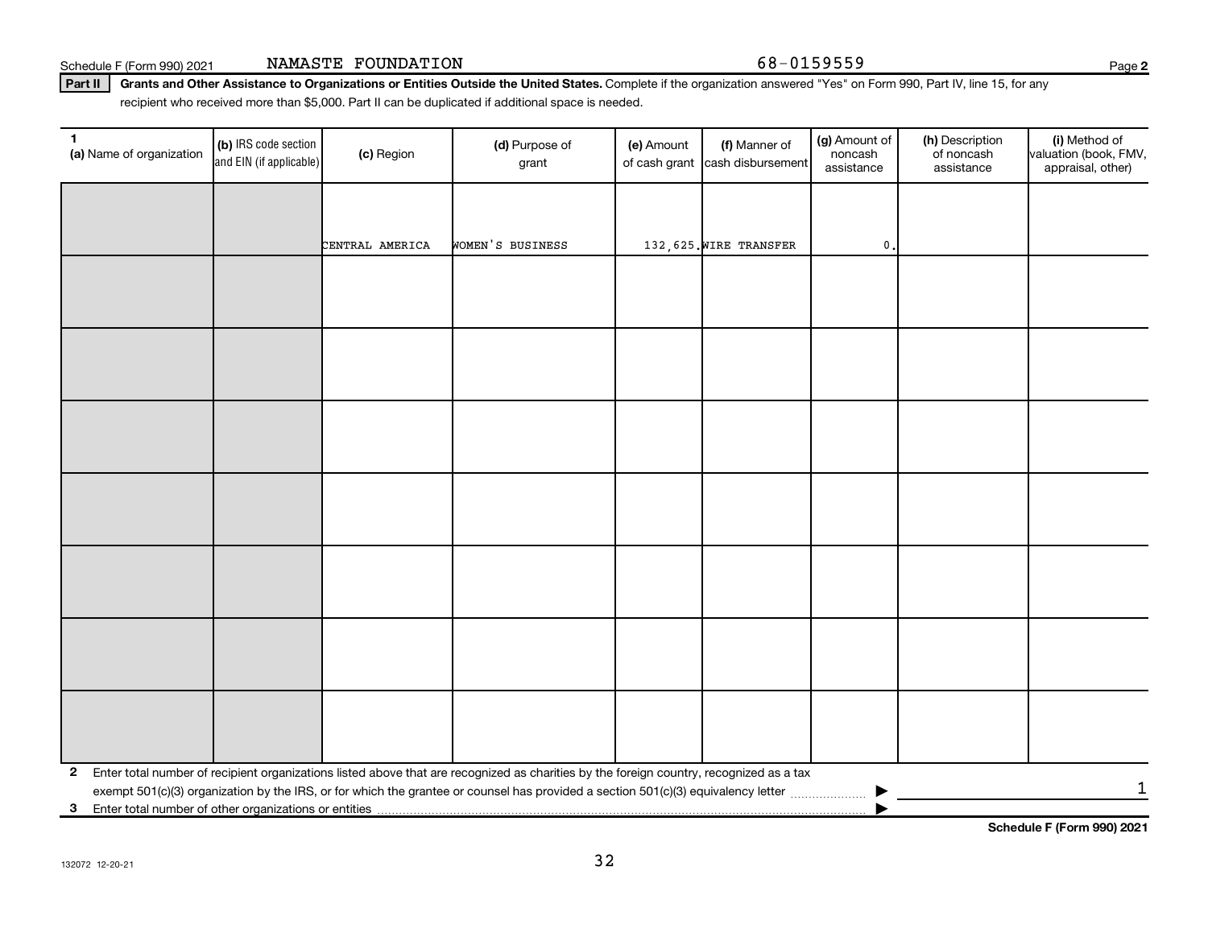Schedule F (Form 990) 2021 NAMASTE FOUNDATION 68-0159559

**Part II** **Grants and Other Assistance to Organizations or Entities Outside the United States.** Complete if the organization answered "Yes" on Form 990, Part IV, line 15, for any recipient who received more than $5,000. Part II can be duplicated if additional space is needed.

| 1 (a) Name of organization | (b) IRS code section and EIN (if applicable) | (c) Region | (d) Purpose of grant | (e) Amount of cash grant | (f) Manner of cash disbursement | (g) Amount of noncash assistance | (h) Description of noncash assistance | (i) Method of valuation (book, FMV, appraisal, other) |
|---|---|---|---|---|---|---|---|---|
| | | CENTRAL AMERICA | WOMEN'S BUSINESS | 132,625. | WIRE TRANSFER | 0. | | |
| | | | | | | | | |
| | | | | | | | | |
| | | | | | | | | |
| | | | | | | | | |
| | | | | | | | | |
| | | | | | | | | |
| | | | | | | | | |

**2** Enter total number of recipient organizations listed above that are recognized as charities by the foreign country, recognized as a tax exempt 501(c)(3) organization by the IRS, or for which the grantee or counsel has provided a section 501(c)(3) equivalency letter ▶ 1

**3** Enter total number of other organizations or entities ▶

**Schedule F (Form 990) 2021**

132072 12-20-21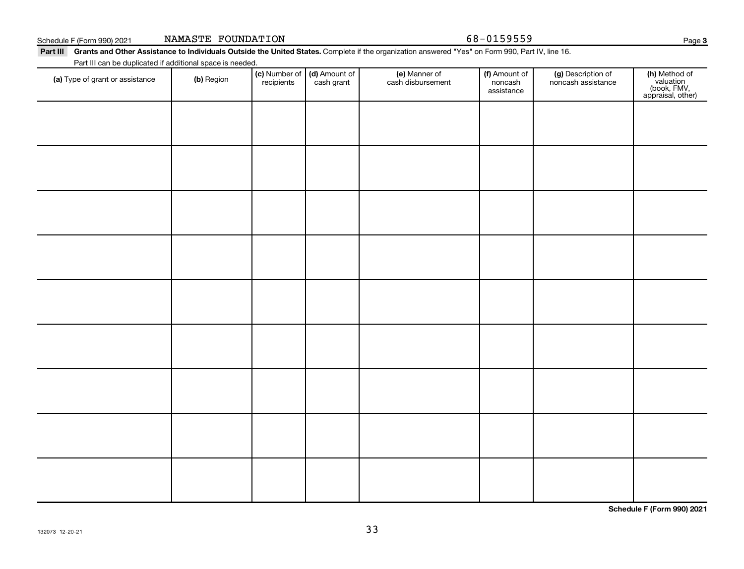Schedule F (Form 990) 2021 NAMASTE FOUNDATION 68-0159559

**Part III** **Grants and Other Assistance to Individuals Outside the United States.** Complete if the organization answered "Yes" on Form 990, Part IV, line 16.

Part III can be duplicated if additional space is needed.

| **(a)** Type of grant or assistance | **(b)** Region | **(c)** Number of recipients | **(d)** Amount of cash grant | **(e)** Manner of cash disbursement | **(f)** Amount of noncash assistance | **(g)** Description of noncash assistance | **(h)** Method of valuation (book, FMV, appraisal, other) |
|---|---|---|---|---|---|---|---|
| | | | | | | | |
| | | | | | | | |
| | | | | | | | |
| | | | | | | | |
| | | | | | | | |
| | | | | | | | |
| | | | | | | | |
| | | | | | | | |
| | | | | | | | |

**Schedule F (Form 990) 2021**

132073 12-20-21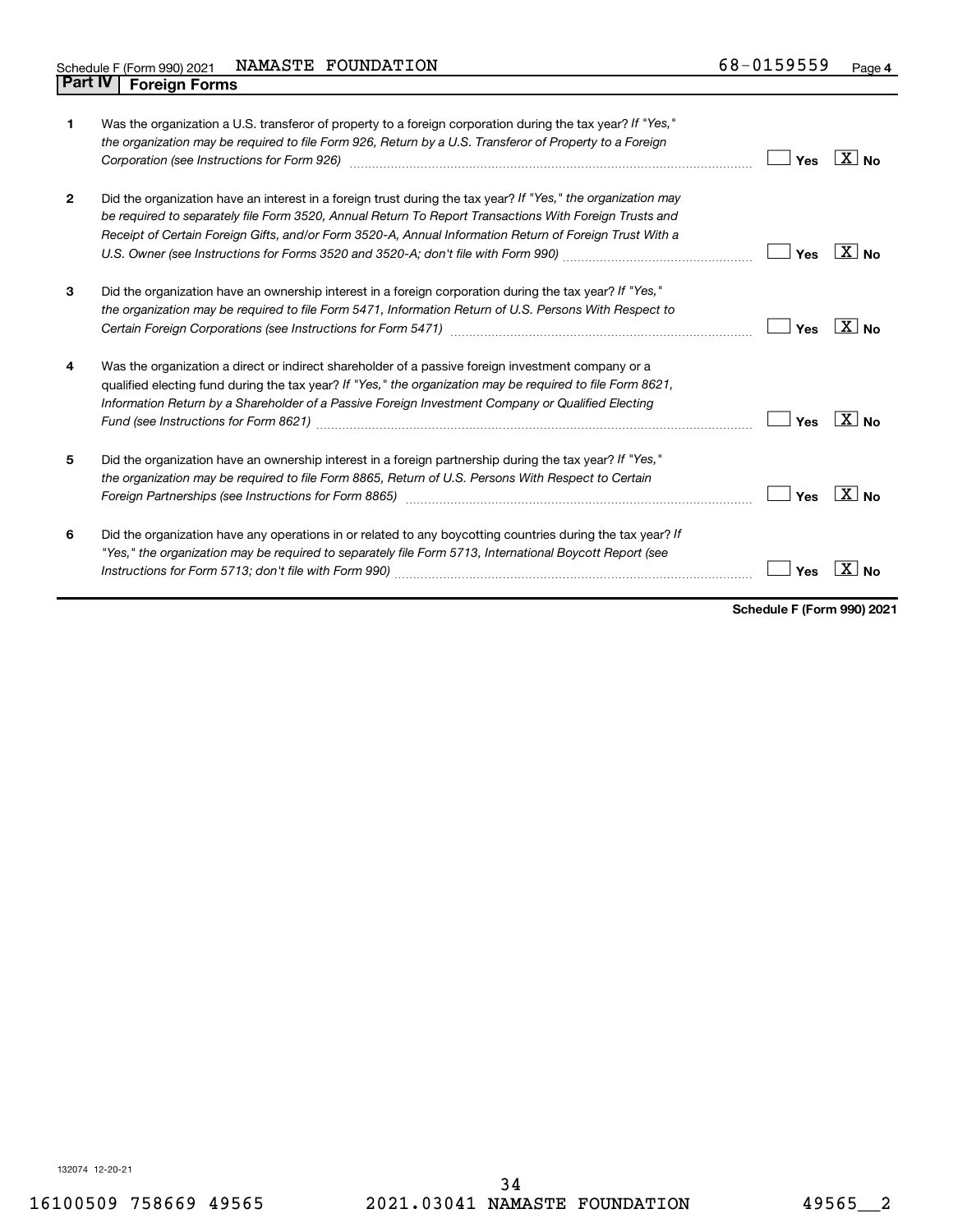Schedule F (Form 990) 2021 NAMASTE FOUNDATION 68-0159559 Page **4**

## Part IV Foreign Forms

| | | | |
|---|---|---|---|
| **1** | Was the organization a U.S. transferor of property to a foreign corporation during the tax year? *If "Yes," the organization may be required to file Form 926, Return by a U.S. Transferor of Property to a Foreign Corporation (see Instructions for Form 926)* | Yes | [X] No |
| **2** | Did the organization have an interest in a foreign trust during the tax year? *If "Yes," the organization may be required to separately file Form 3520, Annual Return To Report Transactions With Foreign Trusts and Receipt of Certain Foreign Gifts, and/or Form 3520-A, Annual Information Return of Foreign Trust With a U.S. Owner (see Instructions for Forms 3520 and 3520-A; don't file with Form 990)* | Yes | [X] No |
| **3** | Did the organization have an ownership interest in a foreign corporation during the tax year? *If "Yes," the organization may be required to file Form 5471, Information Return of U.S. Persons With Respect to Certain Foreign Corporations (see Instructions for Form 5471)* | Yes | [X] No |
| **4** | Was the organization a direct or indirect shareholder of a passive foreign investment company or a qualified electing fund during the tax year? *If "Yes," the organization may be required to file Form 8621, Information Return by a Shareholder of a Passive Foreign Investment Company or Qualified Electing Fund (see Instructions for Form 8621)* | Yes | [X] No |
| **5** | Did the organization have an ownership interest in a foreign partnership during the tax year? *If "Yes," the organization may be required to file Form 8865, Return of U.S. Persons With Respect to Certain Foreign Partnerships (see Instructions for Form 8865)* | Yes | [X] No |
| **6** | Did the organization have any operations in or related to any boycotting countries during the tax year? *If "Yes," the organization may be required to separately file Form 5713, International Boycott Report (see Instructions for Form 5713; don't file with Form 990)* | Yes | [X] No |

**Schedule F (Form 990) 2021**

132074 12-20-21

16100509 758669 49565 2021.03041 NAMASTE FOUNDATION 49565__2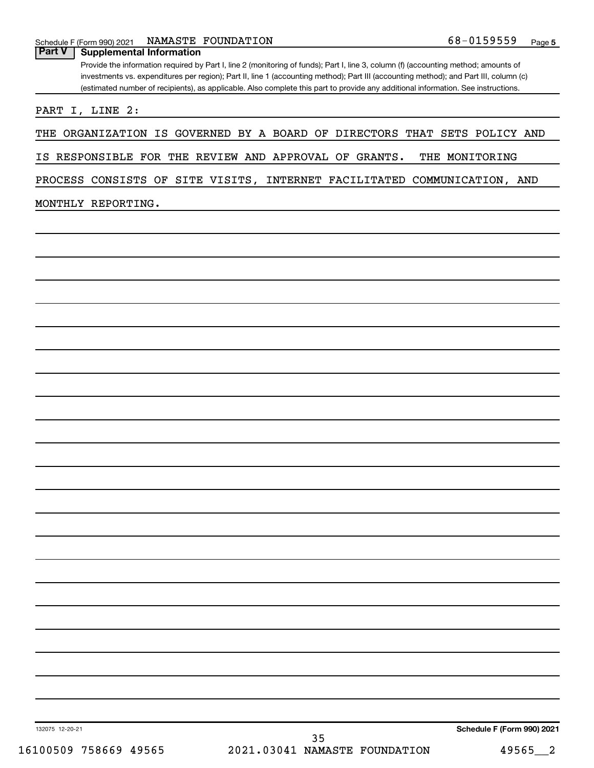## Part V Supplemental Information

Provide the information required by Part I, line 2 (monitoring of funds); Part I, line 3, column (f) (accounting method; amounts of investments vs. expenditures per region); Part II, line 1 (accounting method); Part III (accounting method); and Part III, column (c) (estimated number of recipients), as applicable. Also complete this part to provide any additional information. See instructions.

PART I, LINE 2:

THE ORGANIZATION IS GOVERNED BY A BOARD OF DIRECTORS THAT SETS POLICY AND IS RESPONSIBLE FOR THE REVIEW AND APPROVAL OF GRANTS. THE MONITORING PROCESS CONSISTS OF SITE VISITS, INTERNET FACILITATED COMMUNICATION, AND MONTHLY REPORTING.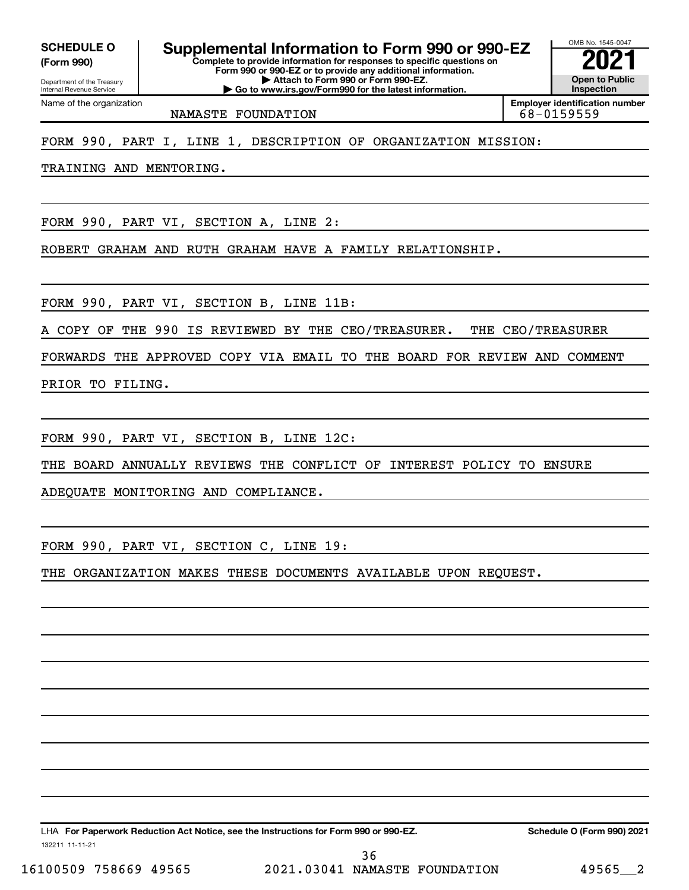**SCHEDULE O (Form 990)**

Department of the Treasury
Internal Revenue Service

# Supplemental Information to Form 990 or 990-EZ

**Complete to provide information for responses to specific questions on Form 990 or 990-EZ or to provide any additional information.**
**▶ Attach to Form 990 or Form 990-EZ.**
**▶ Go to www.irs.gov/Form990 for the latest information.**

OMB No. 1545-0047
**2021**
**Open to Public Inspection**

Name of the organization: NAMASTE FOUNDATION

**Employer identification number:** 68-0159559

FORM 990, PART I, LINE 1, DESCRIPTION OF ORGANIZATION MISSION:

TRAINING AND MENTORING.

FORM 990, PART VI, SECTION A, LINE 2:

ROBERT GRAHAM AND RUTH GRAHAM HAVE A FAMILY RELATIONSHIP.

FORM 990, PART VI, SECTION B, LINE 11B:

A COPY OF THE 990 IS REVIEWED BY THE CEO/TREASURER. THE CEO/TREASURER FORWARDS THE APPROVED COPY VIA EMAIL TO THE BOARD FOR REVIEW AND COMMENT PRIOR TO FILING.

FORM 990, PART VI, SECTION B, LINE 12C:

THE BOARD ANNUALLY REVIEWS THE CONFLICT OF INTEREST POLICY TO ENSURE ADEQUATE MONITORING AND COMPLIANCE.

FORM 990, PART VI, SECTION C, LINE 19:

THE ORGANIZATION MAKES THESE DOCUMENTS AVAILABLE UPON REQUEST.

LHA **For Paperwork Reduction Act Notice, see the Instructions for Form 990 or 990-EZ.** **Schedule O (Form 990) 2021**

132211 11-11-21

16100509 758669 49565 2021.03041 NAMASTE FOUNDATION 49565__2